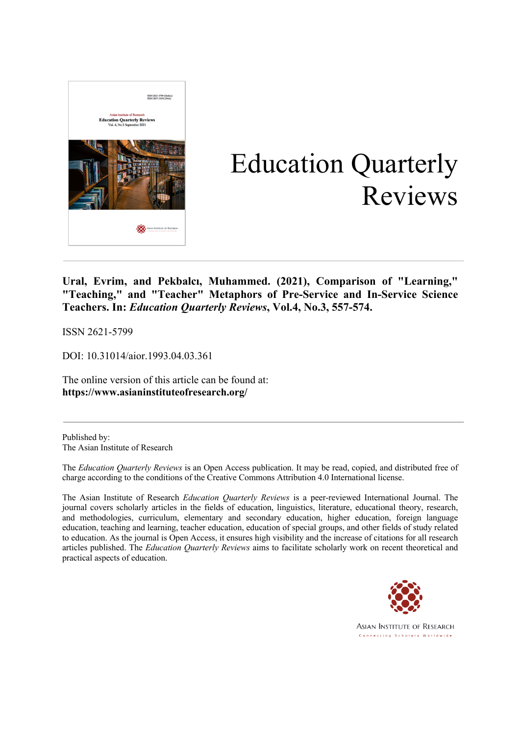# Education Quarterly Reviews

**Ural, Evrim, and Pekbalcı, Muhammed. (2021), Comparison of "Learning," "Teaching," and "Teacher" Metaphors of Pre-Service and In-Service Science Teachers. In: *Education Quarterly Reviews*, Vol.4, No.3, 557-574.**

ISSN 2621-5799

DOI: 10.31014/aior.1993.04.03.361

The online version of this article can be found at:
**https://www.asianinstituteofresearch.org/**

---

Published by:
The Asian Institute of Research

The *Education Quarterly Reviews* is an Open Access publication. It may be read, copied, and distributed free of charge according to the conditions of the Creative Commons Attribution 4.0 International license.

The Asian Institute of Research *Education Quarterly Reviews* is a peer-reviewed International Journal. The journal covers scholarly articles in the fields of education, linguistics, literature, educational theory, research, and methodologies, curriculum, elementary and secondary education, higher education, foreign language education, teaching and learning, teacher education, education of special groups, and other fields of study related to education. As the journal is Open Access, it ensures high visibility and the increase of citations for all research articles published. The *Education Quarterly Reviews* aims to facilitate scholarly work on recent theoretical and practical aspects of education.

ASIAN INSTITUTE OF RESEARCH
Connecting Scholars Worldwide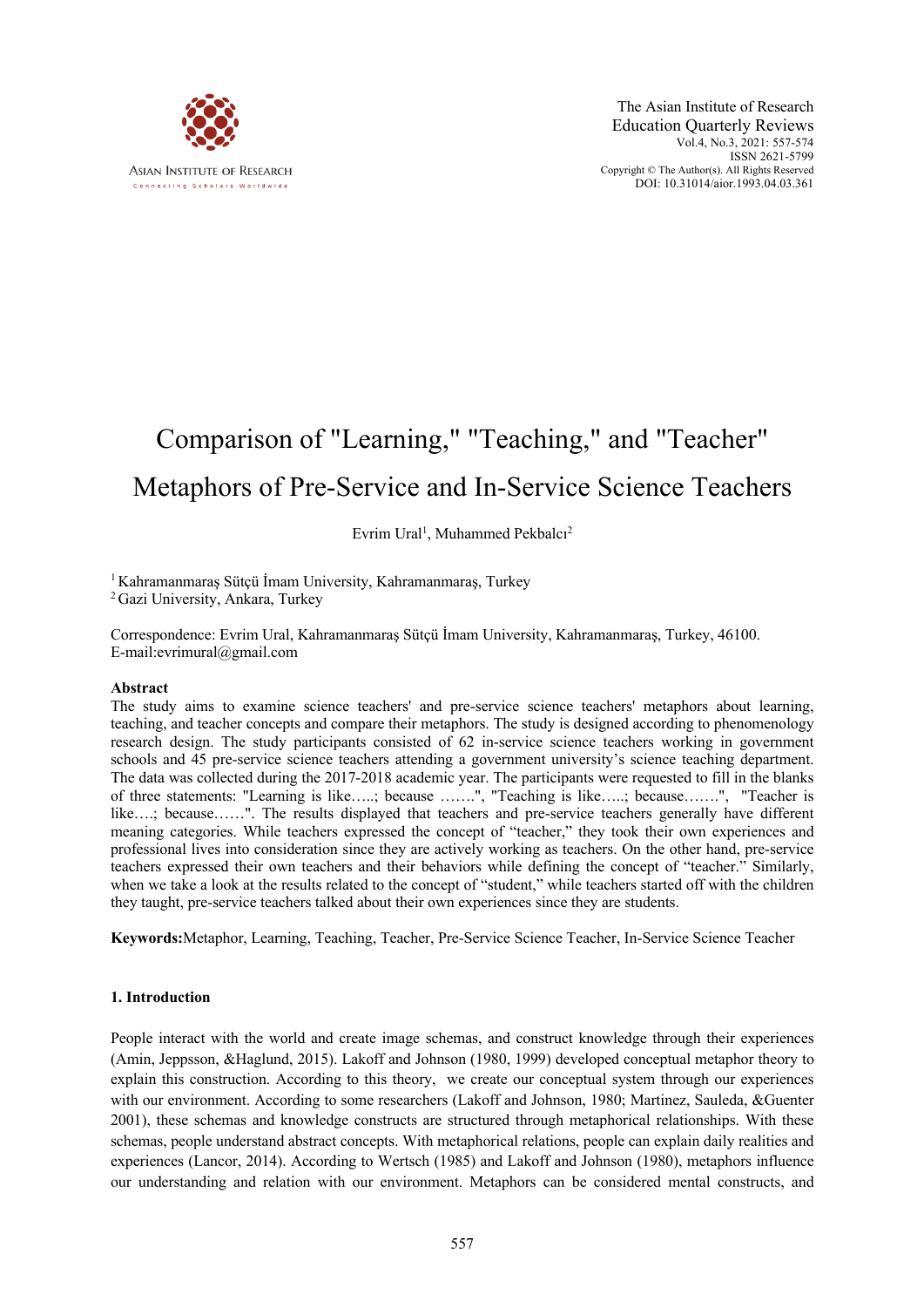# Comparison of "Learning," "Teaching," and "Teacher" Metaphors of Pre-Service and In-Service Science Teachers

Evrim Ural[1], Muhammed Pekbalcı[2]

[1] Kahramanmaraş Sütçü İmam University, Kahramanmaraş, Turkey
[2] Gazi University, Ankara, Turkey

Correspondence: Evrim Ural, Kahramanmaraş Sütçü İmam University, Kahramanmaraş, Turkey, 46100.
E-mail:evrimural@gmail.com

### Abstract

The study aims to examine science teachers' and pre-service science teachers' metaphors about learning, teaching, and teacher concepts and compare their metaphors. The study is designed according to phenomenology research design. The study participants consisted of 62 in-service science teachers working in government schools and 45 pre-service science teachers attending a government university's science teaching department. The data was collected during the 2017-2018 academic year. The participants were requested to fill in the blanks of three statements: "Learning is like…..; because …….", "Teaching is like…..; because…….", "Teacher is like….; because……". The results displayed that teachers and pre-service teachers generally have different meaning categories. While teachers expressed the concept of "teacher," they took their own experiences and professional lives into consideration since they are actively working as teachers. On the other hand, pre-service teachers expressed their own teachers and their behaviors while defining the concept of "teacher." Similarly, when we take a look at the results related to the concept of "student," while teachers started off with the children they taught, pre-service teachers talked about their own experiences since they are students.

**Keywords:**Metaphor, Learning, Teaching, Teacher, Pre-Service Science Teacher, In-Service Science Teacher

## 1. Introduction

People interact with the world and create image schemas, and construct knowledge through their experiences (Amin, Jeppsson, &Haglund, 2015). Lakoff and Johnson (1980, 1999) developed conceptual metaphor theory to explain this construction. According to this theory, we create our conceptual system through our experiences with our environment. According to some researchers (Lakoff and Johnson, 1980; Martinez, Sauleda, &Guenter 2001), these schemas and knowledge constructs are structured through metaphorical relationships. With these schemas, people understand abstract concepts. With metaphorical relations, people can explain daily realities and experiences (Lancor, 2014). According to Wertsch (1985) and Lakoff and Johnson (1980), metaphors influence our understanding and relation with our environment. Metaphors can be considered mental constructs, and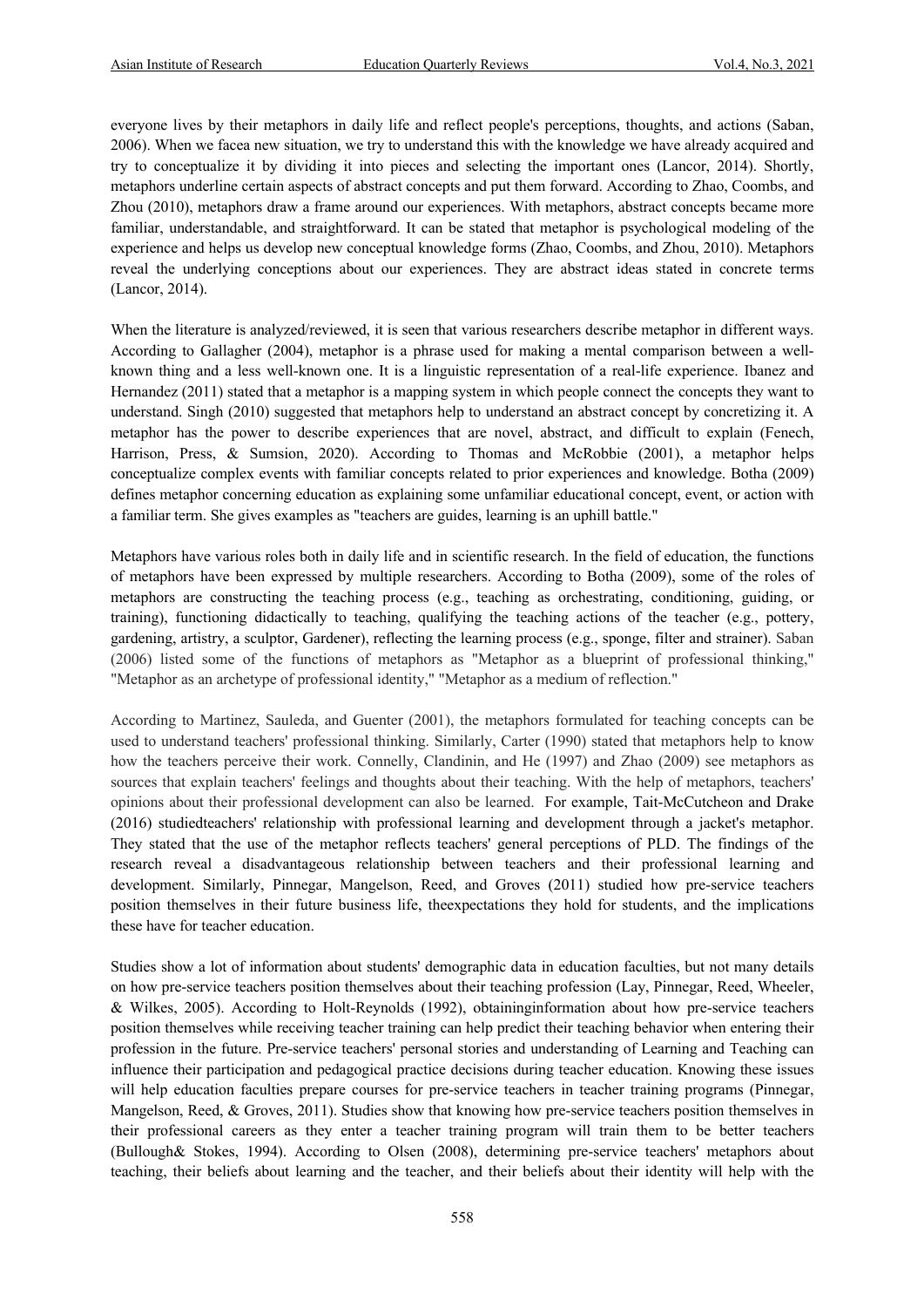everyone lives by their metaphors in daily life and reflect people's perceptions, thoughts, and actions (Saban, 2006). When we facea new situation, we try to understand this with the knowledge we have already acquired and try to conceptualize it by dividing it into pieces and selecting the important ones (Lancor, 2014). Shortly, metaphors underline certain aspects of abstract concepts and put them forward. According to Zhao, Coombs, and Zhou (2010), metaphors draw a frame around our experiences. With metaphors, abstract concepts became more familiar, understandable, and straightforward. It can be stated that metaphor is psychological modeling of the experience and helps us develop new conceptual knowledge forms (Zhao, Coombs, and Zhou, 2010). Metaphors reveal the underlying conceptions about our experiences. They are abstract ideas stated in concrete terms (Lancor, 2014).

When the literature is analyzed/reviewed, it is seen that various researchers describe metaphor in different ways. According to Gallagher (2004), metaphor is a phrase used for making a mental comparison between a well-known thing and a less well-known one. It is a linguistic representation of a real-life experience. Ibanez and Hernandez (2011) stated that a metaphor is a mapping system in which people connect the concepts they want to understand. Singh (2010) suggested that metaphors help to understand an abstract concept by concretizing it. A metaphor has the power to describe experiences that are novel, abstract, and difficult to explain (Fenech, Harrison, Press, & Sumsion, 2020). According to Thomas and McRobbie (2001), a metaphor helps conceptualize complex events with familiar concepts related to prior experiences and knowledge. Botha (2009) defines metaphor concerning education as explaining some unfamiliar educational concept, event, or action with a familiar term. She gives examples as "teachers are guides, learning is an uphill battle."

Metaphors have various roles both in daily life and in scientific research. In the field of education, the functions of metaphors have been expressed by multiple researchers. According to Botha (2009), some of the roles of metaphors are constructing the teaching process (e.g., teaching as orchestrating, conditioning, guiding, or training), functioning didactically to teaching, qualifying the teaching actions of the teacher (e.g., pottery, gardening, artistry, a sculptor, Gardener), reflecting the learning process (e.g., sponge, filter and strainer). Saban (2006) listed some of the functions of metaphors as "Metaphor as a blueprint of professional thinking," "Metaphor as an archetype of professional identity," "Metaphor as a medium of reflection."

According to Martinez, Sauleda, and Guenter (2001), the metaphors formulated for teaching concepts can be used to understand teachers' professional thinking. Similarly, Carter (1990) stated that metaphors help to know how the teachers perceive their work. Connelly, Clandinin, and He (1997) and Zhao (2009) see metaphors as sources that explain teachers' feelings and thoughts about their teaching. With the help of metaphors, teachers' opinions about their professional development can also be learned. For example, Tait-McCutcheon and Drake (2016) studiedteachers' relationship with professional learning and development through a jacket's metaphor. They stated that the use of the metaphor reflects teachers' general perceptions of PLD. The findings of the research reveal a disadvantageous relationship between teachers and their professional learning and development. Similarly, Pinnegar, Mangelson, Reed, and Groves (2011) studied how pre-service teachers position themselves in their future business life, theexpectations they hold for students, and the implications these have for teacher education.

Studies show a lot of information about students' demographic data in education faculties, but not many details on how pre-service teachers position themselves about their teaching profession (Lay, Pinnegar, Reed, Wheeler, & Wilkes, 2005). According to Holt-Reynolds (1992), obtaininginformation about how pre-service teachers position themselves while receiving teacher training can help predict their teaching behavior when entering their profession in the future. Pre-service teachers' personal stories and understanding of Learning and Teaching can influence their participation and pedagogical practice decisions during teacher education. Knowing these issues will help education faculties prepare courses for pre-service teachers in teacher training programs (Pinnegar, Mangelson, Reed, & Groves, 2011). Studies show that knowing how pre-service teachers position themselves in their professional careers as they enter a teacher training program will train them to be better teachers (Bullough& Stokes, 1994). According to Olsen (2008), determining pre-service teachers' metaphors about teaching, their beliefs about learning and the teacher, and their beliefs about their identity will help with the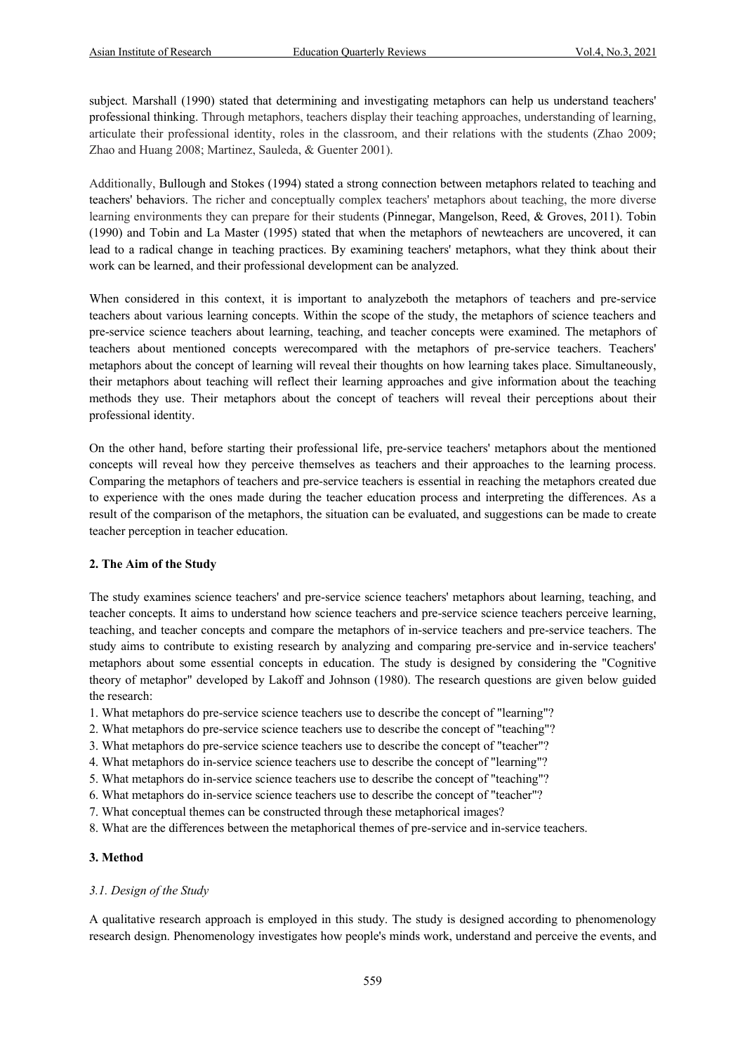subject. Marshall (1990) stated that determining and investigating metaphors can help us understand teachers' professional thinking. Through metaphors, teachers display their teaching approaches, understanding of learning, articulate their professional identity, roles in the classroom, and their relations with the students (Zhao 2009; Zhao and Huang 2008; Martinez, Sauleda, & Guenter 2001).

Additionally, Bullough and Stokes (1994) stated a strong connection between metaphors related to teaching and teachers' behaviors. The richer and conceptually complex teachers' metaphors about teaching, the more diverse learning environments they can prepare for their students (Pinnegar, Mangelson, Reed, & Groves, 2011). Tobin (1990) and Tobin and La Master (1995) stated that when the metaphors of newteachers are uncovered, it can lead to a radical change in teaching practices. By examining teachers' metaphors, what they think about their work can be learned, and their professional development can be analyzed.

When considered in this context, it is important to analyzeboth the metaphors of teachers and pre-service teachers about various learning concepts. Within the scope of the study, the metaphors of science teachers and pre-service science teachers about learning, teaching, and teacher concepts were examined. The metaphors of teachers about mentioned concepts werecompared with the metaphors of pre-service teachers. Teachers' metaphors about the concept of learning will reveal their thoughts on how learning takes place. Simultaneously, their metaphors about teaching will reflect their learning approaches and give information about the teaching methods they use. Their metaphors about the concept of teachers will reveal their perceptions about their professional identity.

On the other hand, before starting their professional life, pre-service teachers' metaphors about the mentioned concepts will reveal how they perceive themselves as teachers and their approaches to the learning process. Comparing the metaphors of teachers and pre-service teachers is essential in reaching the metaphors created due to experience with the ones made during the teacher education process and interpreting the differences. As a result of the comparison of the metaphors, the situation can be evaluated, and suggestions can be made to create teacher perception in teacher education.

## 2. The Aim of the Study

The study examines science teachers' and pre-service science teachers' metaphors about learning, teaching, and teacher concepts. It aims to understand how science teachers and pre-service science teachers perceive learning, teaching, and teacher concepts and compare the metaphors of in-service teachers and pre-service teachers. The study aims to contribute to existing research by analyzing and comparing pre-service and in-service teachers' metaphors about some essential concepts in education. The study is designed by considering the "Cognitive theory of metaphor" developed by Lakoff and Johnson (1980). The research questions are given below guided the research:

1. What metaphors do pre-service science teachers use to describe the concept of "learning"?
2. What metaphors do pre-service science teachers use to describe the concept of "teaching"?
3. What metaphors do pre-service science teachers use to describe the concept of "teacher"?
4. What metaphors do in-service science teachers use to describe the concept of "learning"?
5. What metaphors do in-service science teachers use to describe the concept of "teaching"?
6. What metaphors do in-service science teachers use to describe the concept of "teacher"?
7. What conceptual themes can be constructed through these metaphorical images?
8. What are the differences between the metaphorical themes of pre-service and in-service teachers.

## 3. Method

### *3.1. Design of the Study*

A qualitative research approach is employed in this study. The study is designed according to phenomenology research design. Phenomenology investigates how people's minds work, understand and perceive the events, and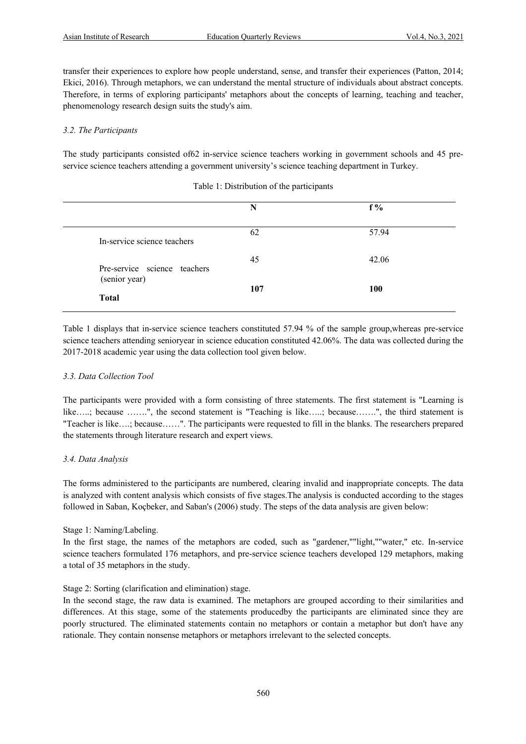transfer their experiences to explore how people understand, sense, and transfer their experiences (Patton, 2014; Ekici, 2016). Through metaphors, we can understand the mental structure of individuals about abstract concepts. Therefore, in terms of exploring participants' metaphors about the concepts of learning, teaching and teacher, phenomenology research design suits the study's aim.

### *3.2. The Participants*

The study participants consisted of62 in-service science teachers working in government schools and 45 pre-service science teachers attending a government university's science teaching department in Turkey.

Table 1: Distribution of the participants

| | N | f % |
|---|---|---|
| In-service science teachers | 62 | 57.94 |
| Pre-service science teachers (senior year) | 45 | 42.06 |
| **Total** | **107** | **100** |

Table 1 displays that in-service science teachers constituted 57.94 % of the sample group,whereas pre-service science teachers attending senioryear in science education constituted 42.06%. The data was collected during the 2017-2018 academic year using the data collection tool given below.

### *3.3. Data Collection Tool*

The participants were provided with a form consisting of three statements. The first statement is "Learning is like…..; because …….", the second statement is "Teaching is like…..; because…….", the third statement is "Teacher is like….; because……". The participants were requested to fill in the blanks. The researchers prepared the statements through literature research and expert views.

### *3.4. Data Analysis*

The forms administered to the participants are numbered, clearing invalid and inappropriate concepts. The data is analyzed with content analysis which consists of five stages.The analysis is conducted according to the stages followed in Saban, Koçbeker, and Saban's (2006) study. The steps of the data analysis are given below:

Stage 1: Naming/Labeling.
In the first stage, the names of the metaphors are coded, such as "gardener,""light,""water," etc. In-service science teachers formulated 176 metaphors, and pre-service science teachers developed 129 metaphors, making a total of 35 metaphors in the study.

Stage 2: Sorting (clarification and elimination) stage.
In the second stage, the raw data is examined. The metaphors are grouped according to their similarities and differences. At this stage, some of the statements producedby the participants are eliminated since they are poorly structured. The eliminated statements contain no metaphors or contain a metaphor but don't have any rationale. They contain nonsense metaphors or metaphors irrelevant to the selected concepts.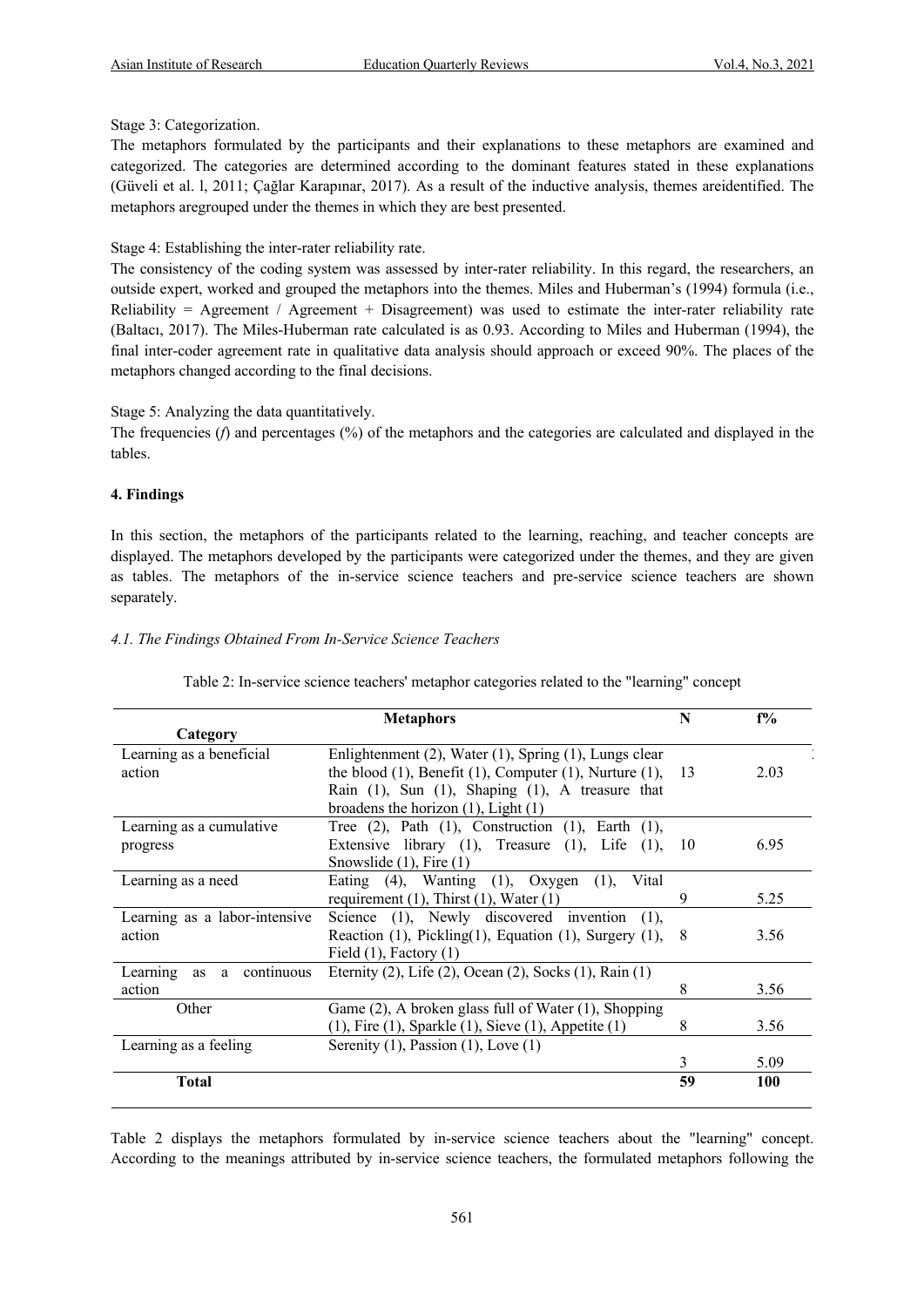Stage 3: Categorization.

The metaphors formulated by the participants and their explanations to these metaphors are examined and categorized. The categories are determined according to the dominant features stated in these explanations (Güveli et al. l, 2011; Çağlar Karapınar, 2017). As a result of the inductive analysis, themes areidentified. The metaphors aregrouped under the themes in which they are best presented.

Stage 4: Establishing the inter-rater reliability rate.

The consistency of the coding system was assessed by inter-rater reliability. In this regard, the researchers, an outside expert, worked and grouped the metaphors into the themes. Miles and Huberman's (1994) formula (i.e., Reliability = Agreement / Agreement + Disagreement) was used to estimate the inter-rater reliability rate (Baltacı, 2017). The Miles-Huberman rate calculated is as 0.93. According to Miles and Huberman (1994), the final inter-coder agreement rate in qualitative data analysis should approach or exceed 90%. The places of the metaphors changed according to the final decisions.

Stage 5: Analyzing the data quantitatively.

The frequencies (*f*) and percentages (%) of the metaphors and the categories are calculated and displayed in the tables.

## 4. Findings

In this section, the metaphors of the participants related to the learning, reaching, and teacher concepts are displayed. The metaphors developed by the participants were categorized under the themes, and they are given as tables. The metaphors of the in-service science teachers and pre-service science teachers are shown separately.

### *4.1. The Findings Obtained From In-Service Science Teachers*

Table 2: In-service science teachers' metaphor categories related to the "learning" concept

| Category | Metaphors | N | f% |
|---|---|---|---|
| Learning as a beneficial action | Enlightenment (2), Water (1), Spring (1), Lungs clear the blood (1), Benefit (1), Computer (1), Nurture (1), Rain (1), Sun (1), Shaping (1), A treasure that broadens the horizon (1), Light (1) | 13 | 2.03 |
| Learning as a cumulative progress | Tree (2), Path (1), Construction (1), Earth (1), Extensive library (1), Treasure (1), Life (1), Snowslide (1), Fire (1) | 10 | 6.95 |
| Learning as a need | Eating (4), Wanting (1), Oxygen (1), Vital requirement (1), Thirst (1), Water (1) | 9 | 5.25 |
| Learning as a labor-intensive action | Science (1), Newly discovered invention (1), Reaction (1), Pickling(1), Equation (1), Surgery (1), Field (1), Factory (1) | 8 | 3.56 |
| Learning as a continuous action | Eternity (2), Life (2), Ocean (2), Socks (1), Rain (1) | 8 | 3.56 |
| Other | Game (2), A broken glass full of Water (1), Shopping (1), Fire (1), Sparkle (1), Sieve (1), Appetite (1) | 8 | 3.56 |
| Learning as a feeling | Serenity (1), Passion (1), Love (1) | 3 | 5.09 |
| **Total** | | **59** | **100** |

Table 2 displays the metaphors formulated by in-service science teachers about the "learning" concept. According to the meanings attributed by in-service science teachers, the formulated metaphors following the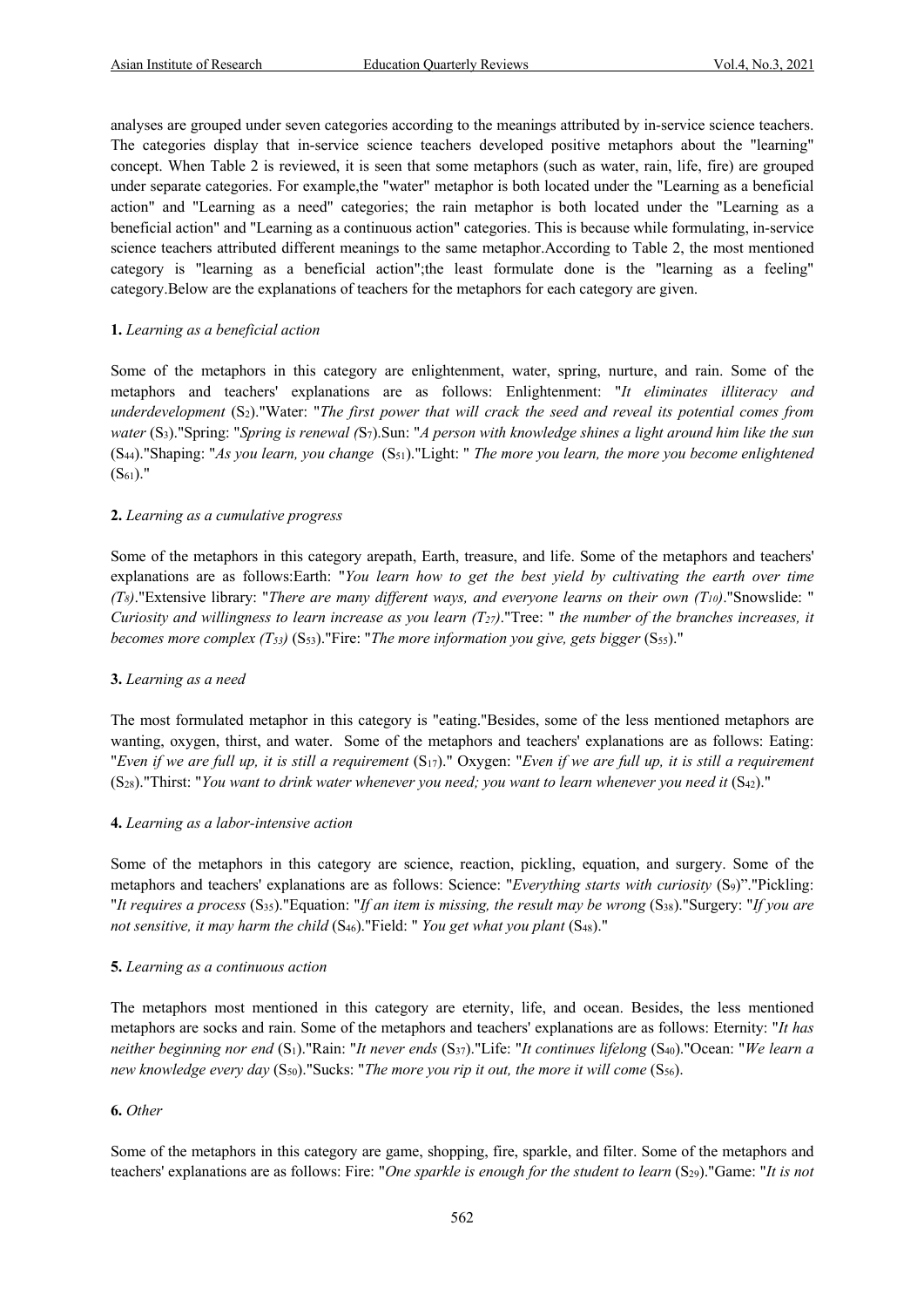analyses are grouped under seven categories according to the meanings attributed by in-service science teachers. The categories display that in-service science teachers developed positive metaphors about the "learning" concept. When Table 2 is reviewed, it is seen that some metaphors (such as water, rain, life, fire) are grouped under separate categories. For example,the "water" metaphor is both located under the "Learning as a beneficial action" and "Learning as a need" categories; the rain metaphor is both located under the "Learning as a beneficial action" and "Learning as a continuous action" categories. This is because while formulating, in-service science teachers attributed different meanings to the same metaphor.According to Table 2, the most mentioned category is "learning as a beneficial action";the least formulate done is the "learning as a feeling" category.Below are the explanations of teachers for the metaphors for each category are given.

**1.** *Learning as a beneficial action*

Some of the metaphors in this category are enlightenment, water, spring, nurture, and rain. Some of the metaphors and teachers' explanations are as follows: Enlightenment: "*It eliminates illiteracy and underdevelopment* ($S_2$)."Water: "*The first power that will crack the seed and reveal its potential comes from water* ($S_3$)."Spring: "*Spring is renewal (*$S_7$).Sun: "*A person with knowledge shines a light around him like the sun* ($S_{44}$)."Shaping: "*As you learn, you change* ($S_{51}$)."Light: " *The more you learn, the more you become enlightened* ($S_{61}$)."

**2.** *Learning as a cumulative progress*

Some of the metaphors in this category arepath, Earth, treasure, and life. Some of the metaphors and teachers' explanations are as follows:Earth: "*You learn how to get the best yield by cultivating the earth over time ($T_8$)*."Extensive library: "*There are many different ways, and everyone learns on their own ($T_{10}$)*."Snowslide: " *Curiosity and willingness to learn increase as you learn ($T_{27}$)*."Tree: " *the number of the branches increases, it becomes more complex ($T_{53}$)* ($S_{53}$)."Fire: "*The more information you give, gets bigger* ($S_{55}$)."

**3.** *Learning as a need*

The most formulated metaphor in this category is "eating."Besides, some of the less mentioned metaphors are wanting, oxygen, thirst, and water. Some of the metaphors and teachers' explanations are as follows: Eating: "*Even if we are full up, it is still a requirement* ($S_{17}$)." Oxygen: "*Even if we are full up, it is still a requirement* ($S_{28}$)."Thirst: "*You want to drink water whenever you need; you want to learn whenever you need it* ($S_{42}$)."

**4.** *Learning as a labor-intensive action*

Some of the metaphors in this category are science, reaction, pickling, equation, and surgery. Some of the metaphors and teachers' explanations are as follows: Science: "*Everything starts with curiosity* ($S_9$)”."Pickling: "*It requires a process* ($S_{35}$)."Equation: "*If an item is missing, the result may be wrong* ($S_{38}$)."Surgery: "*If you are not sensitive, it may harm the child* ($S_{46}$)."Field: " *You get what you plant* ($S_{48}$)."

**5.** *Learning as a continuous action*

The metaphors most mentioned in this category are eternity, life, and ocean. Besides, the less mentioned metaphors are socks and rain. Some of the metaphors and teachers' explanations are as follows: Eternity: "*It has neither beginning nor end* ($S_1$)."Rain: "*It never ends* ($S_{37}$)."Life: "*It continues lifelong* ($S_{40}$)."Ocean: "*We learn a new knowledge every day* ($S_{50}$)."Sucks: "*The more you rip it out, the more it will come* ($S_{56}$).

**6.** *Other*

Some of the metaphors in this category are game, shopping, fire, sparkle, and filter. Some of the metaphors and teachers' explanations are as follows: Fire: "*One sparkle is enough for the student to learn* ($S_{29}$)."Game: "*It is not*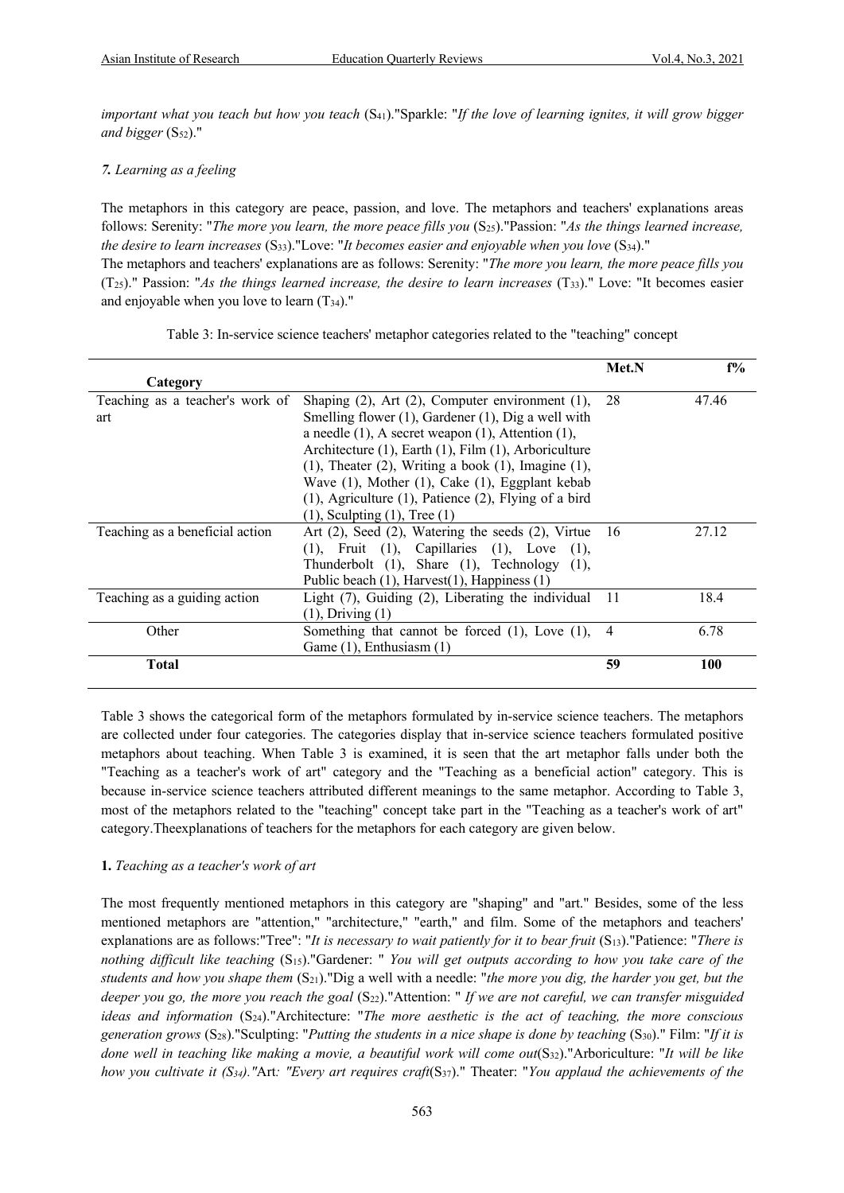*important what you teach but how you teach* ($S_{41}$)."Sparkle: "*If the love of learning ignites, it will grow bigger and bigger* ($S_{52}$)."

### *7. Learning as a feeling*

The metaphors in this category are peace, passion, and love. The metaphors and teachers' explanations areas follows: Serenity: "*The more you learn, the more peace fills you* ($S_{25}$)."Passion: "*As the things learned increase, the desire to learn increases* ($S_{33}$)."Love: "*It becomes easier and enjoyable when you love* ($S_{34}$)."
The metaphors and teachers' explanations are as follows: Serenity: "*The more you learn, the more peace fills you* ($T_{25}$)." Passion: "*As the things learned increase, the desire to learn increases* ($T_{33}$)." Love: "It becomes easier and enjoyable when you love to learn ($T_{34}$)."

Table 3: In-service science teachers' metaphor categories related to the "teaching" concept

| Category | | Met.N | f% |
|---|---|---|---|
| Teaching as a teacher's work of art | Shaping (2), Art (2), Computer environment (1), Smelling flower (1), Gardener (1), Dig a well with a needle (1), A secret weapon (1), Attention (1), Architecture (1), Earth (1), Film (1), Arboriculture (1), Theater (2), Writing a book (1), Imagine (1), Wave (1), Mother (1), Cake (1), Eggplant kebab (1), Agriculture (1), Patience (2), Flying of a bird (1), Sculpting (1), Tree (1) | 28 | 47.46 |
| Teaching as a beneficial action | Art (2), Seed (2), Watering the seeds (2), Virtue (1), Fruit (1), Capillaries (1), Love (1), Thunderbolt (1), Share (1), Technology (1), Public beach (1), Harvest(1), Happiness (1) | 16 | 27.12 |
| Teaching as a guiding action | Light (7), Guiding (2), Liberating the individual (1), Driving (1) | 11 | 18.4 |
| Other | Something that cannot be forced (1), Love (1), Game (1), Enthusiasm (1) | 4 | 6.78 |
| **Total** | | **59** | **100** |

Table 3 shows the categorical form of the metaphors formulated by in-service science teachers. The metaphors are collected under four categories. The categories display that in-service science teachers formulated positive metaphors about teaching. When Table 3 is examined, it is seen that the art metaphor falls under both the "Teaching as a teacher's work of art" category and the "Teaching as a beneficial action" category. This is because in-service science teachers attributed different meanings to the same metaphor. According to Table 3, most of the metaphors related to the "teaching" concept take part in the "Teaching as a teacher's work of art" category.Theexplanations of teachers for the metaphors for each category are given below.

### **1.** *Teaching as a teacher's work of art*

The most frequently mentioned metaphors in this category are "shaping" and "art." Besides, some of the less mentioned metaphors are "attention," "architecture," "earth," and film. Some of the metaphors and teachers' explanations are as follows:"Tree": "*It is necessary to wait patiently for it to bear fruit* ($S_{13}$)."Patience: "*There is nothing difficult like teaching* ($S_{15}$)."Gardener: " *You will get outputs according to how you take care of the students and how you shape them* ($S_{21}$)."Dig a well with a needle: "*the more you dig, the harder you get, but the deeper you go, the more you reach the goal* ($S_{22}$)."Attention: " *If we are not careful, we can transfer misguided ideas and information* ($S_{24}$)."Architecture: "*The more aesthetic is the act of teaching, the more conscious generation grows* ($S_{28}$)."Sculpting: "*Putting the students in a nice shape is done by teaching* ($S_{30}$)." Film: "*If it is done well in teaching like making a movie, a beautiful work will come out*($S_{32}$)."Arboriculture: "*It will be like how you cultivate it ($S_{34}$)."*Art*: "Every art requires craft*($S_{37}$)." Theater: "*You applaud the achievements of the*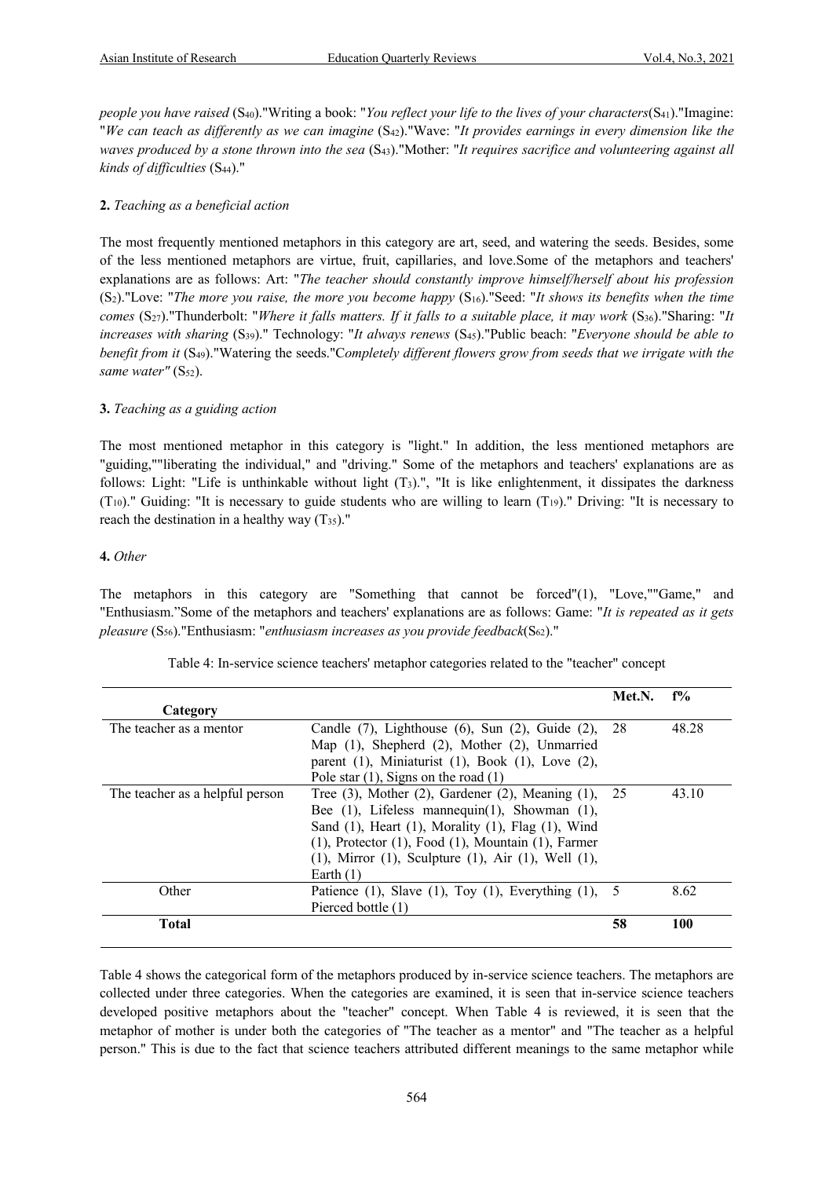*people you have raised* ($S_{40}$)."Writing a book: "*You reflect your life to the lives of your characters*($S_{41}$)."Imagine: "*We can teach as differently as we can imagine* ($S_{42}$)."Wave: "*It provides earnings in every dimension like the waves produced by a stone thrown into the sea* ($S_{43}$)."Mother: "*It requires sacrifice and volunteering against all kinds of difficulties* ($S_{44}$)."

**2.** *Teaching as a beneficial action*

The most frequently mentioned metaphors in this category are art, seed, and watering the seeds. Besides, some of the less mentioned metaphors are virtue, fruit, capillaries, and love.Some of the metaphors and teachers' explanations are as follows: Art: "*The teacher should constantly improve himself/herself about his profession* ($S_2$)."Love: "*The more you raise, the more you become happy* ($S_{16}$)."Seed: "*It shows its benefits when the time comes* ($S_{27}$)."Thunderbolt: "*Where it falls matters. If it falls to a suitable place, it may work* ($S_{36}$)."Sharing: "*It increases with sharing* ($S_{39}$)." Technology: "*It always renews* ($S_{45}$)."Public beach: "*Everyone should be able to benefit from it* ($S_{49}$)."Watering the seeds."C*ompletely different flowers grow from seeds that we irrigate with the same water"* ($S_{52}$).

**3.** *Teaching as a guiding action*

The most mentioned metaphor in this category is "light." In addition, the less mentioned metaphors are "guiding,""liberating the individual," and "driving." Some of the metaphors and teachers' explanations are as follows: Light: "Life is unthinkable without light ($T_3$).", "It is like enlightenment, it dissipates the darkness ($T_{10}$)." Guiding: "It is necessary to guide students who are willing to learn ($T_{19}$)." Driving: "It is necessary to reach the destination in a healthy way ($T_{35}$)."

**4.** *Other*

The metaphors in this category are "Something that cannot be forced"(1), "Love,""Game," and "Enthusiasm."Some of the metaphors and teachers' explanations are as follows: Game: "*It is repeated as it gets pleasure* ($S_{56}$)."Enthusiasm: "*enthusiasm increases as you provide feedback*($S_{62}$)."

Table 4: In-service science teachers' metaphor categories related to the "teacher" concept

| Category | | Met.N. | f% |
|---|---|---|---|
| The teacher as a mentor | Candle (7), Lighthouse (6), Sun (2), Guide (2), Map (1), Shepherd (2), Mother (2), Unmarried parent (1), Miniaturist (1), Book (1), Love (2), Pole star (1), Signs on the road (1) | 28 | 48.28 |
| The teacher as a helpful person | Tree (3), Mother (2), Gardener (2), Meaning (1), Bee (1), Lifeless mannequin(1), Showman (1), Sand (1), Heart (1), Morality (1), Flag (1), Wind (1), Protector (1), Food (1), Mountain (1), Farmer (1), Mirror (1), Sculpture (1), Air (1), Well (1), Earth (1) | 25 | 43.10 |
| Other | Patience (1), Slave (1), Toy (1), Everything (1), Pierced bottle (1) | 5 | 8.62 |
| **Total** | | **58** | **100** |

Table 4 shows the categorical form of the metaphors produced by in-service science teachers. The metaphors are collected under three categories. When the categories are examined, it is seen that in-service science teachers developed positive metaphors about the "teacher" concept. When Table 4 is reviewed, it is seen that the metaphor of mother is under both the categories of "The teacher as a mentor" and "The teacher as a helpful person." This is due to the fact that science teachers attributed different meanings to the same metaphor while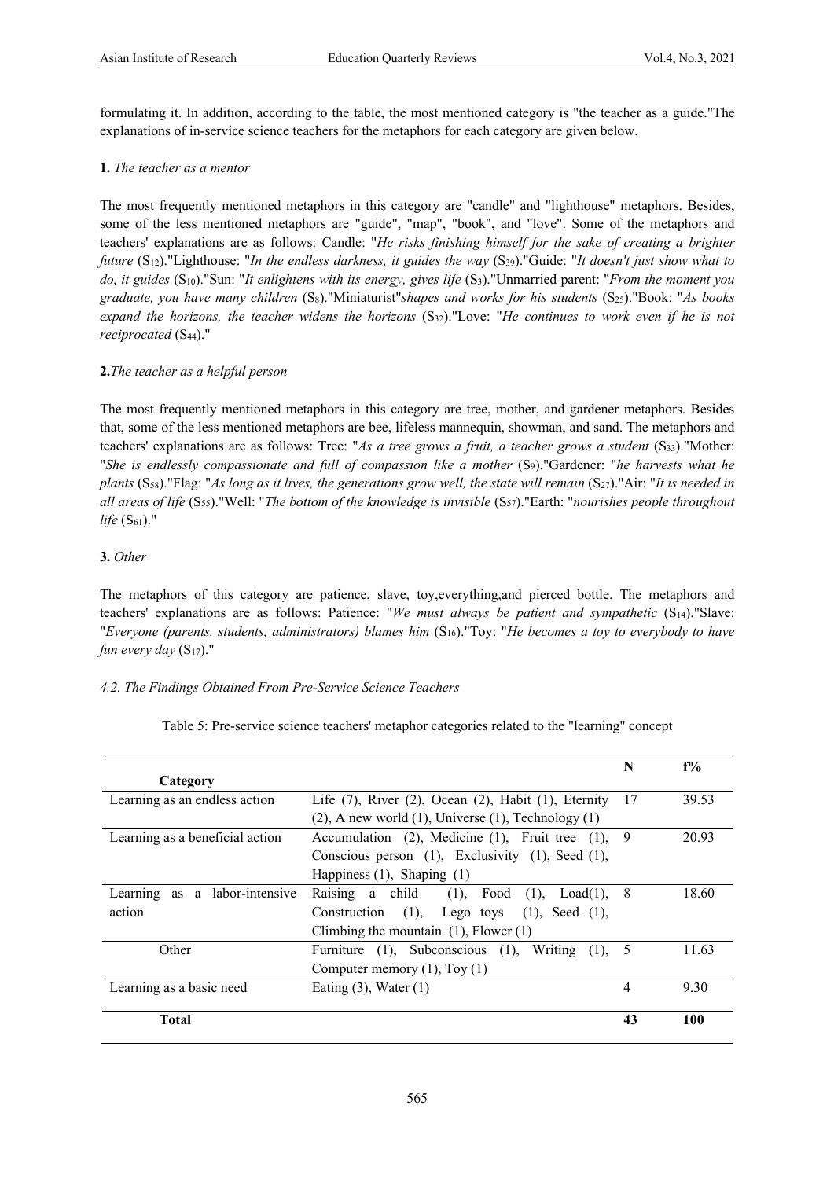formulating it. In addition, according to the table, the most mentioned category is "the teacher as a guide."The explanations of in-service science teachers for the metaphors for each category are given below.

**1.** *The teacher as a mentor*

The most frequently mentioned metaphors in this category are "candle" and "lighthouse" metaphors. Besides, some of the less mentioned metaphors are "guide", "map", "book", and "love". Some of the metaphors and teachers' explanations are as follows: Candle: "*He risks finishing himself for the sake of creating a brighter future* ($S_{12}$)."Lighthouse: "*In the endless darkness, it guides the way* ($S_{39}$)."Guide: "*It doesn't just show what to do, it guides* ($S_{10}$)."Sun: "*It enlightens with its energy, gives life* ($S_3$)."Unmarried parent: "*From the moment you graduate, you have many children* ($S_8$)."Miniaturist"*shapes and works for his students* ($S_{25}$)."Book: "*As books expand the horizons, the teacher widens the horizons* ($S_{32}$)."Love: "*He continues to work even if he is not reciprocated* ($S_{44}$)."

**2.***The teacher as a helpful person*

The most frequently mentioned metaphors in this category are tree, mother, and gardener metaphors. Besides that, some of the less mentioned metaphors are bee, lifeless mannequin, showman, and sand. The metaphors and teachers' explanations are as follows: Tree: "*As a tree grows a fruit, a teacher grows a student* ($S_{33}$)."Mother: "*She is endlessly compassionate and full of compassion like a mother* ($S_9$)."Gardener: "*he harvests what he plants* ($S_{58}$)."Flag: "*As long as it lives, the generations grow well, the state will remain* ($S_{27}$)."Air: "*It is needed in all areas of life* ($S_{55}$)."Well: "*The bottom of the knowledge is invisible* ($S_{57}$)."Earth: "*nourishes people throughout life* ($S_{61}$)."

**3.** *Other*

The metaphors of this category are patience, slave, toy,everything,and pierced bottle. The metaphors and teachers' explanations are as follows: Patience: "*We must always be patient and sympathetic* ($S_{14}$)."Slave: "*Everyone (parents, students, administrators) blames him* ($S_{16}$)."Toy: "*He becomes a toy to everybody to have fun every day* ($S_{17}$)."

*4.2. The Findings Obtained From Pre-Service Science Teachers*

Table 5: Pre-service science teachers' metaphor categories related to the "learning" concept

| Category | | N | f% |
|---|---|---|---|
| Learning as an endless action | Life (7), River (2), Ocean (2), Habit (1), Eternity (2), A new world (1), Universe (1), Technology (1) | 17 | 39.53 |
| Learning as a beneficial action | Accumulation (2), Medicine (1), Fruit tree (1), Conscious person (1), Exclusivity (1), Seed (1), Happiness (1), Shaping (1) | 9 | 20.93 |
| Learning as a labor-intensive action | Raising a child (1), Food (1), Load(1), Construction (1), Lego toys (1), Seed (1), Climbing the mountain (1), Flower (1) | 8 | 18.60 |
| Other | Furniture (1), Subconscious (1), Writing (1), Computer memory (1), Toy (1) | 5 | 11.63 |
| Learning as a basic need | Eating (3), Water (1) | 4 | 9.30 |
| **Total** | | **43** | **100** |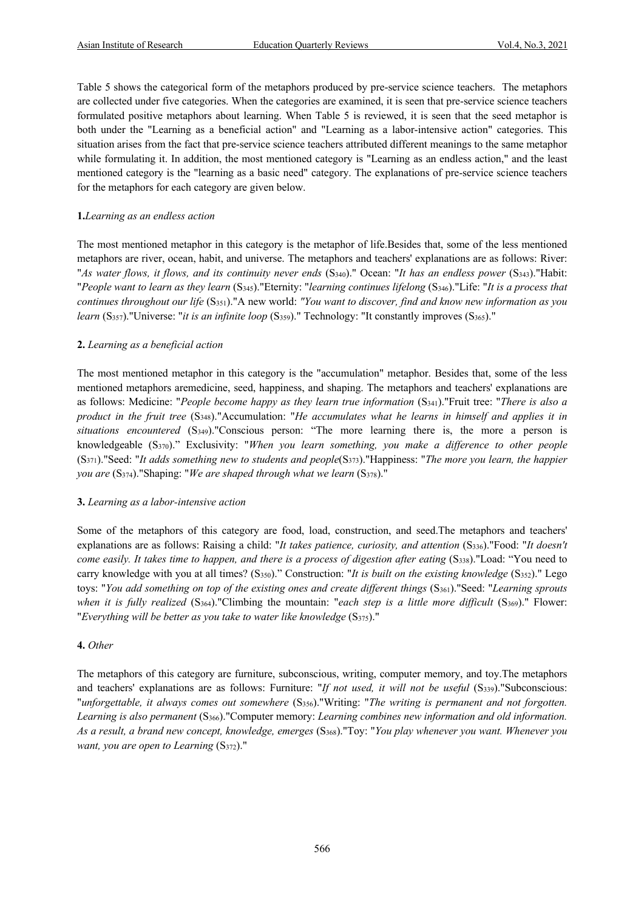Table 5 shows the categorical form of the metaphors produced by pre-service science teachers. The metaphors are collected under five categories. When the categories are examined, it is seen that pre-service science teachers formulated positive metaphors about learning. When Table 5 is reviewed, it is seen that the seed metaphor is both under the "Learning as a beneficial action" and "Learning as a labor-intensive action" categories. This situation arises from the fact that pre-service science teachers attributed different meanings to the same metaphor while formulating it. In addition, the most mentioned category is "Learning as an endless action," and the least mentioned category is the "learning as a basic need" category. The explanations of pre-service science teachers for the metaphors for each category are given below.

**1.***Learning as an endless action*

The most mentioned metaphor in this category is the metaphor of life.Besides that, some of the less mentioned metaphors are river, ocean, habit, and universe. The metaphors and teachers' explanations are as follows: River: "*As water flows, it flows, and its continuity never ends* ($S_{340}$)." Ocean: "*It has an endless power* ($S_{343}$)."Habit: "*People want to learn as they learn* ($S_{345}$)."Eternity: "*learning continues lifelong* ($S_{346}$)."Life: "*It is a process that continues throughout our life* ($S_{351}$)."A new world: *"You want to discover, find and know new information as you learn* ($S_{357}$)."Universe: "*it is an infinite loop* ($S_{359}$)." Technology: "It constantly improves ($S_{365}$)."

**2.** *Learning as a beneficial action*

The most mentioned metaphor in this category is the "accumulation" metaphor. Besides that, some of the less mentioned metaphors aremedicine, seed, happiness, and shaping. The metaphors and teachers' explanations are as follows: Medicine: "*People become happy as they learn true information* ($S_{341}$)."Fruit tree: "*There is also a product in the fruit tree* ($S_{348}$)."Accumulation: "*He accumulates what he learns in himself and applies it in situations encountered* ($S_{349}$)."Conscious person: "The more learning there is, the more a person is knowledgeable ($S_{370}$)." Exclusivity: "*When you learn something, you make a difference to other people* ($S_{371}$)."Seed: "*It adds something new to students and people*($S_{373}$)."Happiness: "*The more you learn, the happier you are* ($S_{374}$)."Shaping: "*We are shaped through what we learn* ($S_{378}$)."

**3.** *Learning as a labor-intensive action*

Some of the metaphors of this category are food, load, construction, and seed.The metaphors and teachers' explanations are as follows: Raising a child: "*It takes patience, curiosity, and attention* ($S_{336}$)."Food: "*It doesn't come easily. It takes time to happen, and there is a process of digestion after eating* ($S_{338}$)."Load: "You need to carry knowledge with you at all times? ($S_{350}$)." Construction: "*It is built on the existing knowledge* ($S_{352}$)." Lego toys: "*You add something on top of the existing ones and create different things* ($S_{361}$)."Seed: "*Learning sprouts when it is fully realized* ($S_{364}$)."Climbing the mountain: "*each step is a little more difficult* ($S_{369}$)." Flower: "*Everything will be better as you take to water like knowledge* ($S_{375}$)."

**4.** *Other*

The metaphors of this category are furniture, subconscious, writing, computer memory, and toy.The metaphors and teachers' explanations are as follows: Furniture: "*If not used, it will not be useful* ($S_{339}$)."Subconscious: "*unforgettable, it always comes out somewhere* ($S_{356}$)."Writing: "*The writing is permanent and not forgotten. Learning is also permanent* ($S_{366}$)."Computer memory: *Learning combines new information and old information. As a result, a brand new concept, knowledge, emerges* ($S_{368}$)."Toy: "*You play whenever you want. Whenever you want, you are open to Learning* ($S_{372}$)."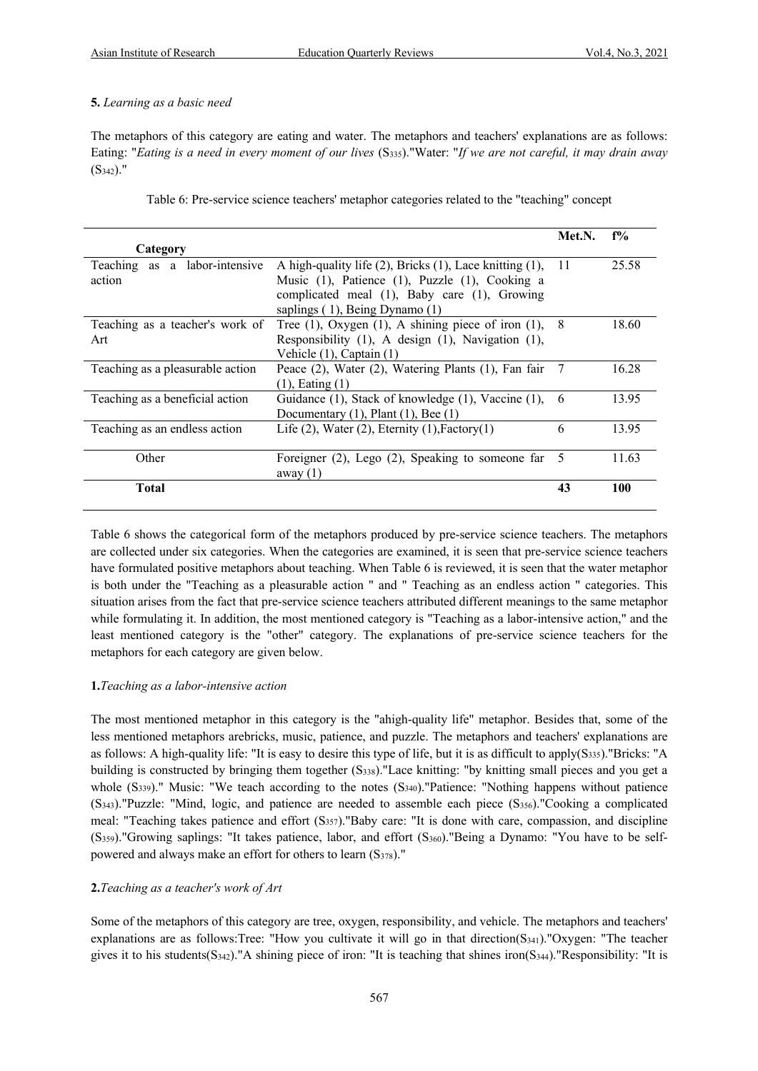**5.** *Learning as a basic need*

The metaphors of this category are eating and water. The metaphors and teachers' explanations are as follows: Eating: "*Eating is a need in every moment of our lives* ($S_{335}$)."Water: "*If we are not careful, it may drain away* ($S_{342}$)."

Table 6: Pre-service science teachers' metaphor categories related to the "teaching" concept

| Category | | Met.N. | f% |
|---|---|---|---|
| Teaching as a labor-intensive action | A high-quality life (2), Bricks (1), Lace knitting (1), Music (1), Patience (1), Puzzle (1), Cooking a complicated meal (1), Baby care (1), Growing saplings ( 1), Being Dynamo (1) | 11 | 25.58 |
| Teaching as a teacher's work of Art | Tree (1), Oxygen (1), A shining piece of iron (1), Responsibility (1), A design (1), Navigation (1), Vehicle (1), Captain (1) | 8 | 18.60 |
| Teaching as a pleasurable action | Peace (2), Water (2), Watering Plants (1), Fan fair (1), Eating (1) | 7 | 16.28 |
| Teaching as a beneficial action | Guidance (1), Stack of knowledge (1), Vaccine (1), Documentary (1), Plant (1), Bee (1) | 6 | 13.95 |
| Teaching as an endless action | Life (2), Water (2), Eternity (1),Factory(1) | 6 | 13.95 |
| Other | Foreigner (2), Lego (2), Speaking to someone far away (1) | 5 | 11.63 |
| **Total** | | **43** | **100** |

Table 6 shows the categorical form of the metaphors produced by pre-service science teachers. The metaphors are collected under six categories. When the categories are examined, it is seen that pre-service science teachers have formulated positive metaphors about teaching. When Table 6 is reviewed, it is seen that the water metaphor is both under the "Teaching as a pleasurable action " and " Teaching as an endless action " categories. This situation arises from the fact that pre-service science teachers attributed different meanings to the same metaphor while formulating it. In addition, the most mentioned category is "Teaching as a labor-intensive action," and the least mentioned category is the "other" category. The explanations of pre-service science teachers for the metaphors for each category are given below.

**1.***Teaching as a labor-intensive action*

The most mentioned metaphor in this category is the "ahigh-quality life" metaphor. Besides that, some of the less mentioned metaphors arebricks, music, patience, and puzzle. The metaphors and teachers' explanations are as follows: A high-quality life: "It is easy to desire this type of life, but it is as difficult to apply($S_{335}$)."Bricks: "A building is constructed by bringing them together ($S_{338}$)."Lace knitting: "by knitting small pieces and you get a whole ($S_{339}$)." Music: "We teach according to the notes ($S_{340}$)."Patience: "Nothing happens without patience ($S_{343}$)."Puzzle: "Mind, logic, and patience are needed to assemble each piece ($S_{356}$)."Cooking a complicated meal: "Teaching takes patience and effort ($S_{357}$)."Baby care: "It is done with care, compassion, and discipline ($S_{359}$)."Growing saplings: "It takes patience, labor, and effort ($S_{360}$)."Being a Dynamo: "You have to be self-powered and always make an effort for others to learn ($S_{378}$)."

**2.***Teaching as a teacher's work of Art*

Some of the metaphors of this category are tree, oxygen, responsibility, and vehicle. The metaphors and teachers' explanations are as follows:Tree: "How you cultivate it will go in that direction($S_{341}$)."Oxygen: "The teacher gives it to his students($S_{342}$)."A shining piece of iron: "It is teaching that shines iron($S_{344}$)."Responsibility: "It is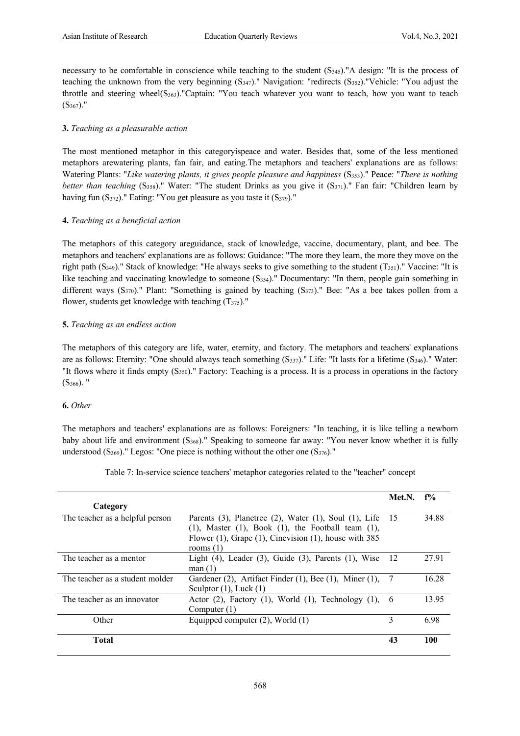necessary to be comfortable in conscience while teaching to the student ($S_{345}$)."A design: "It is the process of teaching the unknown from the very beginning ($S_{347}$)." Navigation: "redirects ($S_{352}$)."Vehicle: "You adjust the throttle and steering wheel($S_{363}$)."Captain: "You teach whatever you want to teach, how you want to teach ($S_{367}$)."

**3.** *Teaching as a pleasurable action*

The most mentioned metaphor in this categoryispeace and water. Besides that, some of the less mentioned metaphors arewatering plants, fan fair, and eating.The metaphors and teachers' explanations are as follows: Watering Plants: "*Like watering plants, it gives people pleasure and happiness* ($S_{353}$)." Peace: "*There is nothing better than teaching* ($S_{358}$)." Water: "The student Drinks as you give it ($S_{371}$)." Fan fair: "Children learn by having fun ($S_{372}$)." Eating: "You get pleasure as you taste it ($S_{379}$)."

**4.** *Teaching as a beneficial action*

The metaphors of this category areguidance, stack of knowledge, vaccine, documentary, plant, and bee. The metaphors and teachers' explanations are as follows: Guidance: "The more they learn, the more they move on the right path ($S_{349}$)." Stack of knowledge: "He always seeks to give something to the student ($T_{351}$)." Vaccine: "It is like teaching and vaccinating knowledge to someone ($S_{354}$)." Documentary: "In them, people gain something in different ways ($S_{370}$)." Plant: "Something is gained by teaching ($S_{373}$)." Bee: "As a bee takes pollen from a flower, students get knowledge with teaching ($T_{375}$)."

**5.** *Teaching as an endless action*

The metaphors of this category are life, water, eternity, and factory. The metaphors and teachers' explanations are as follows: Eternity: "One should always teach something ($S_{337}$)." Life: "It lasts for a lifetime ($S_{346}$)." Water: "It flows where it finds empty ($S_{350}$)." Factory: Teaching is a process. It is a process in operations in the factory ($S_{366}$). "

**6.** *Other*

The metaphors and teachers' explanations are as follows: Foreigners: "In teaching, it is like telling a newborn baby about life and environment ($S_{368}$)." Speaking to someone far away: "You never know whether it is fully understood ($S_{369}$)." Legos: "One piece is nothing without the other one ($S_{376}$)."

Table 7: In-service science teachers' metaphor categories related to the "teacher" concept

| Category | | Met.N. | f% |
|---|---|---|---|
| The teacher as a helpful person | Parents (3), Planetree (2), Water (1), Soul (1), Life (1), Master (1), Book (1), the Football team (1), Flower (1), Grape (1), Cinevision (1), house with 385 rooms (1) | 15 | 34.88 |
| The teacher as a mentor | Light (4), Leader (3), Guide (3), Parents (1), Wise man (1) | 12 | 27.91 |
| The teacher as a student molder | Gardener (2), Artifact Finder (1), Bee (1), Miner (1), Sculptor (1), Luck (1) | 7 | 16.28 |
| The teacher as an innovator | Actor (2), Factory (1), World (1), Technology (1), Computer (1) | 6 | 13.95 |
| Other | Equipped computer (2), World (1) | 3 | 6.98 |
| **Total** | | **43** | **100** |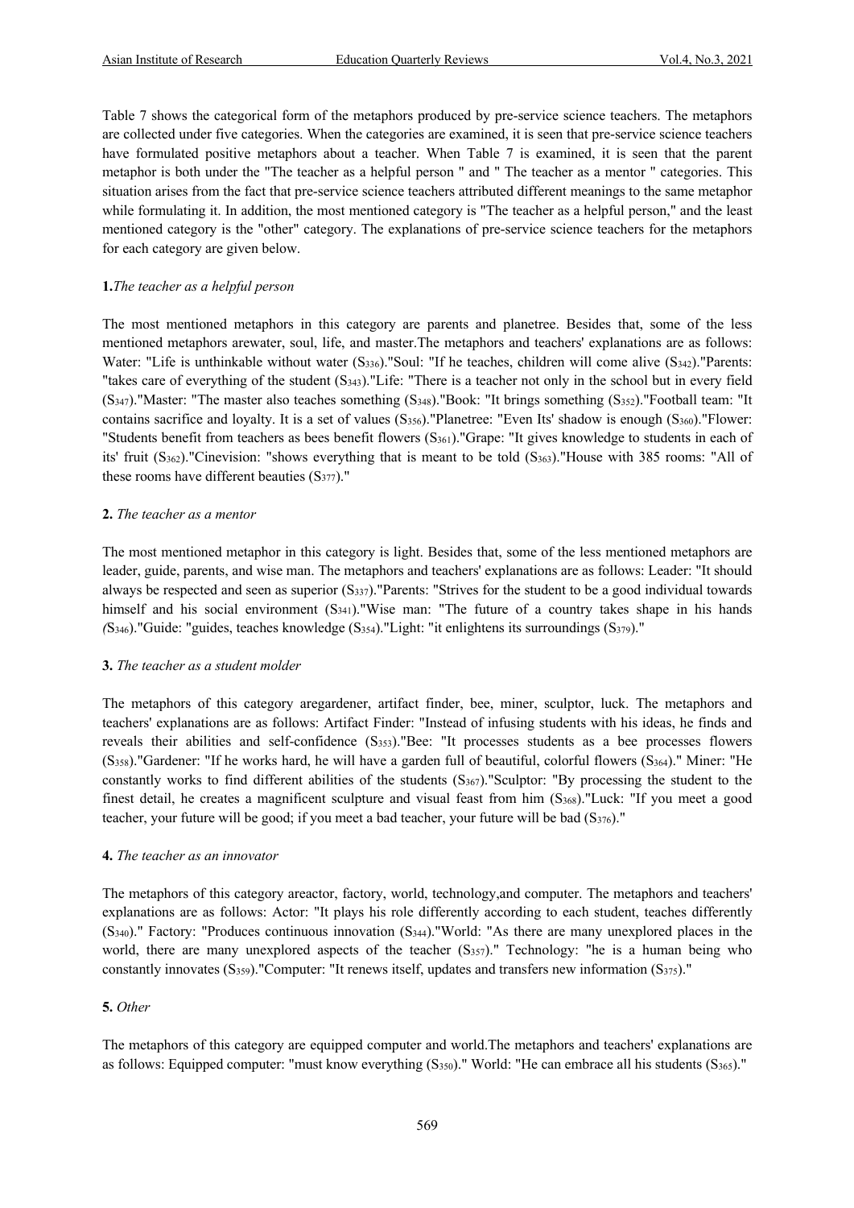Table 7 shows the categorical form of the metaphors produced by pre-service science teachers. The metaphors are collected under five categories. When the categories are examined, it is seen that pre-service science teachers have formulated positive metaphors about a teacher. When Table 7 is examined, it is seen that the parent metaphor is both under the "The teacher as a helpful person " and " The teacher as a mentor " categories. This situation arises from the fact that pre-service science teachers attributed different meanings to the same metaphor while formulating it. In addition, the most mentioned category is "The teacher as a helpful person," and the least mentioned category is the "other" category. The explanations of pre-service science teachers for the metaphors for each category are given below.

**1.***The teacher as a helpful person*

The most mentioned metaphors in this category are parents and planetree. Besides that, some of the less mentioned metaphors arewater, soul, life, and master.The metaphors and teachers' explanations are as follows: Water: "Life is unthinkable without water ($S_{336}$)."Soul: "If he teaches, children will come alive ($S_{342}$)."Parents: "takes care of everything of the student ($S_{343}$)."Life: "There is a teacher not only in the school but in every field ($S_{347}$)."Master: "The master also teaches something ($S_{348}$)."Book: "It brings something ($S_{352}$)."Football team: "It contains sacrifice and loyalty. It is a set of values ($S_{356}$)."Planetree: "Even Its' shadow is enough ($S_{360}$)."Flower: "Students benefit from teachers as bees benefit flowers ($S_{361}$)."Grape: "It gives knowledge to students in each of its' fruit ($S_{362}$)."Cinevision: "shows everything that is meant to be told ($S_{363}$)."House with 385 rooms: "All of these rooms have different beauties ($S_{377}$)."

**2.** *The teacher as a mentor*

The most mentioned metaphor in this category is light. Besides that, some of the less mentioned metaphors are leader, guide, parents, and wise man. The metaphors and teachers' explanations are as follows: Leader: "It should always be respected and seen as superior ($S_{337}$)."Parents: "Strives for the student to be a good individual towards himself and his social environment ($S_{341}$)."Wise man: "The future of a country takes shape in his hands *(*$S_{346}$)."Guide: "guides, teaches knowledge ($S_{354}$)."Light: "it enlightens its surroundings ($S_{379}$)."

**3.** *The teacher as a student molder*

The metaphors of this category aregardener, artifact finder, bee, miner, sculptor, luck. The metaphors and teachers' explanations are as follows: Artifact Finder: "Instead of infusing students with his ideas, he finds and reveals their abilities and self-confidence ($S_{353}$)."Bee: "It processes students as a bee processes flowers ($S_{358}$)."Gardener: "If he works hard, he will have a garden full of beautiful, colorful flowers ($S_{364}$)." Miner: "He constantly works to find different abilities of the students ($S_{367}$)."Sculptor: "By processing the student to the finest detail, he creates a magnificent sculpture and visual feast from him ($S_{368}$)."Luck: "If you meet a good teacher, your future will be good; if you meet a bad teacher, your future will be bad ($S_{376}$)."

**4.** *The teacher as an innovator*

The metaphors of this category areactor, factory, world, technology,and computer. The metaphors and teachers' explanations are as follows: Actor: "It plays his role differently according to each student, teaches differently ($S_{340}$)." Factory: "Produces continuous innovation ($S_{344}$)."World: "As there are many unexplored places in the world, there are many unexplored aspects of the teacher ($S_{357}$)." Technology: "he is a human being who constantly innovates ($S_{359}$)."Computer: "It renews itself, updates and transfers new information ($S_{375}$)."

**5.** *Other*

The metaphors of this category are equipped computer and world.The metaphors and teachers' explanations are as follows: Equipped computer: "must know everything ($S_{350}$)." World: "He can embrace all his students ($S_{365}$)."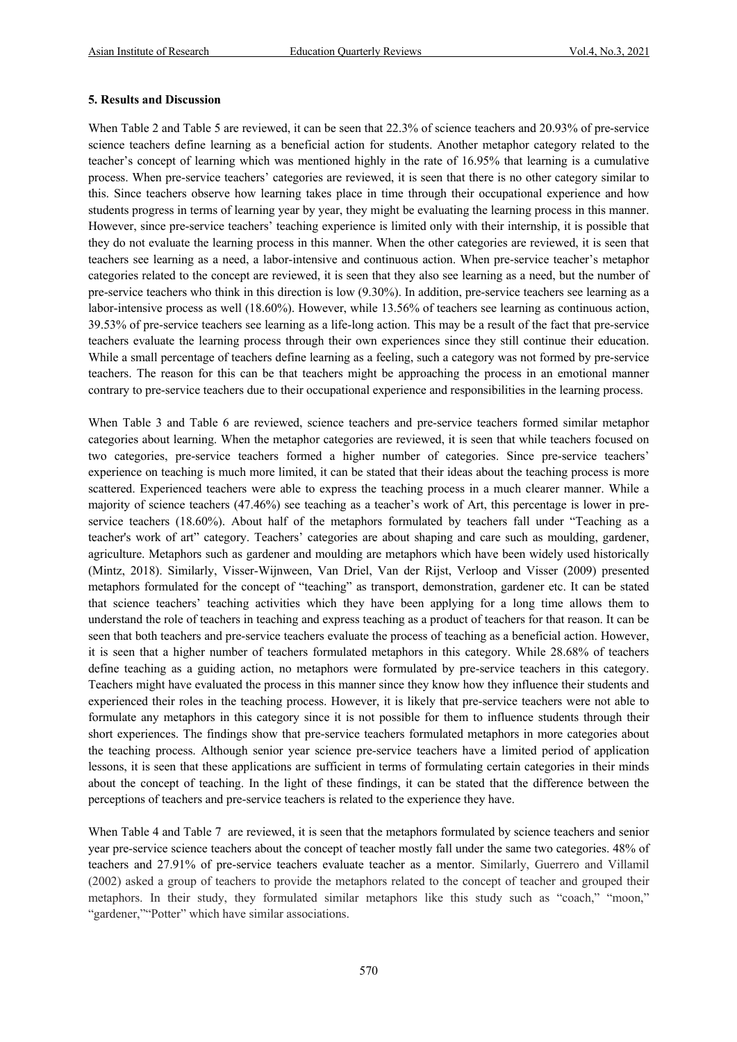### 5. Results and Discussion

When Table 2 and Table 5 are reviewed, it can be seen that 22.3% of science teachers and 20.93% of pre-service science teachers define learning as a beneficial action for students. Another metaphor category related to the teacher's concept of learning which was mentioned highly in the rate of 16.95% that learning is a cumulative process. When pre-service teachers' categories are reviewed, it is seen that there is no other category similar to this. Since teachers observe how learning takes place in time through their occupational experience and how students progress in terms of learning year by year, they might be evaluating the learning process in this manner. However, since pre-service teachers' teaching experience is limited only with their internship, it is possible that they do not evaluate the learning process in this manner. When the other categories are reviewed, it is seen that teachers see learning as a need, a labor-intensive and continuous action. When pre-service teacher's metaphor categories related to the concept are reviewed, it is seen that they also see learning as a need, but the number of pre-service teachers who think in this direction is low (9.30%). In addition, pre-service teachers see learning as a labor-intensive process as well (18.60%). However, while 13.56% of teachers see learning as continuous action, 39.53% of pre-service teachers see learning as a life-long action. This may be a result of the fact that pre-service teachers evaluate the learning process through their own experiences since they still continue their education. While a small percentage of teachers define learning as a feeling, such a category was not formed by pre-service teachers. The reason for this can be that teachers might be approaching the process in an emotional manner contrary to pre-service teachers due to their occupational experience and responsibilities in the learning process.

When Table 3 and Table 6 are reviewed, science teachers and pre-service teachers formed similar metaphor categories about learning. When the metaphor categories are reviewed, it is seen that while teachers focused on two categories, pre-service teachers formed a higher number of categories. Since pre-service teachers' experience on teaching is much more limited, it can be stated that their ideas about the teaching process is more scattered. Experienced teachers were able to express the teaching process in a much clearer manner. While a majority of science teachers (47.46%) see teaching as a teacher's work of Art, this percentage is lower in pre-service teachers (18.60%). About half of the metaphors formulated by teachers fall under "Teaching as a teacher's work of art" category. Teachers' categories are about shaping and care such as moulding, gardener, agriculture. Metaphors such as gardener and moulding are metaphors which have been widely used historically (Mintz, 2018). Similarly, Visser-Wijnween, Van Driel, Van der Rijst, Verloop and Visser (2009) presented metaphors formulated for the concept of "teaching" as transport, demonstration, gardener etc. It can be stated that science teachers' teaching activities which they have been applying for a long time allows them to understand the role of teachers in teaching and express teaching as a product of teachers for that reason. It can be seen that both teachers and pre-service teachers evaluate the process of teaching as a beneficial action. However, it is seen that a higher number of teachers formulated metaphors in this category. While 28.68% of teachers define teaching as a guiding action, no metaphors were formulated by pre-service teachers in this category. Teachers might have evaluated the process in this manner since they know how they influence their students and experienced their roles in the teaching process. However, it is likely that pre-service teachers were not able to formulate any metaphors in this category since it is not possible for them to influence students through their short experiences. The findings show that pre-service teachers formulated metaphors in more categories about the teaching process. Although senior year science pre-service teachers have a limited period of application lessons, it is seen that these applications are sufficient in terms of formulating certain categories in their minds about the concept of teaching. In the light of these findings, it can be stated that the difference between the perceptions of teachers and pre-service teachers is related to the experience they have.

When Table 4 and Table 7 are reviewed, it is seen that the metaphors formulated by science teachers and senior year pre-service science teachers about the concept of teacher mostly fall under the same two categories. 48% of teachers and 27.91% of pre-service teachers evaluate teacher as a mentor. Similarly, Guerrero and Villamil (2002) asked a group of teachers to provide the metaphors related to the concept of teacher and grouped their metaphors. In their study, they formulated similar metaphors like this study such as "coach," "moon," "gardener,""Potter" which have similar associations.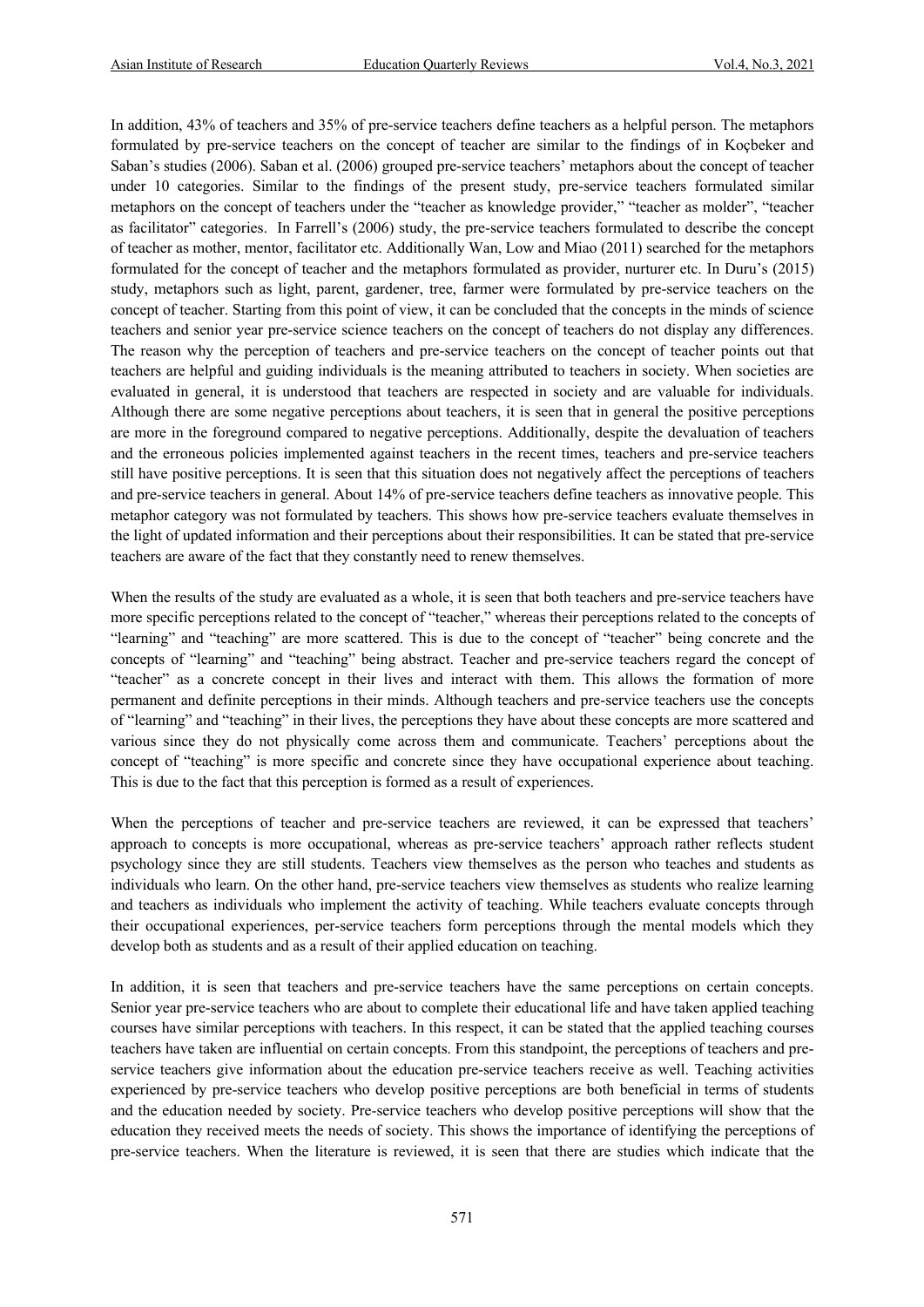In addition, 43% of teachers and 35% of pre-service teachers define teachers as a helpful person. The metaphors formulated by pre-service teachers on the concept of teacher are similar to the findings of in Koçbeker and Saban's studies (2006). Saban et al. (2006) grouped pre-service teachers' metaphors about the concept of teacher under 10 categories. Similar to the findings of the present study, pre-service teachers formulated similar metaphors on the concept of teachers under the "teacher as knowledge provider," "teacher as molder", "teacher as facilitator" categories. In Farrell's (2006) study, the pre-service teachers formulated to describe the concept of teacher as mother, mentor, facilitator etc. Additionally Wan, Low and Miao (2011) searched for the metaphors formulated for the concept of teacher and the metaphors formulated as provider, nurturer etc. In Duru's (2015) study, metaphors such as light, parent, gardener, tree, farmer were formulated by pre-service teachers on the concept of teacher. Starting from this point of view, it can be concluded that the concepts in the minds of science teachers and senior year pre-service science teachers on the concept of teachers do not display any differences. The reason why the perception of teachers and pre-service teachers on the concept of teacher points out that teachers are helpful and guiding individuals is the meaning attributed to teachers in society. When societies are evaluated in general, it is understood that teachers are respected in society and are valuable for individuals. Although there are some negative perceptions about teachers, it is seen that in general the positive perceptions are more in the foreground compared to negative perceptions. Additionally, despite the devaluation of teachers and the erroneous policies implemented against teachers in the recent times, teachers and pre-service teachers still have positive perceptions. It is seen that this situation does not negatively affect the perceptions of teachers and pre-service teachers in general. About 14% of pre-service teachers define teachers as innovative people. This metaphor category was not formulated by teachers. This shows how pre-service teachers evaluate themselves in the light of updated information and their perceptions about their responsibilities. It can be stated that pre-service teachers are aware of the fact that they constantly need to renew themselves.

When the results of the study are evaluated as a whole, it is seen that both teachers and pre-service teachers have more specific perceptions related to the concept of "teacher," whereas their perceptions related to the concepts of "learning" and "teaching" are more scattered. This is due to the concept of "teacher" being concrete and the concepts of "learning" and "teaching" being abstract. Teacher and pre-service teachers regard the concept of "teacher" as a concrete concept in their lives and interact with them. This allows the formation of more permanent and definite perceptions in their minds. Although teachers and pre-service teachers use the concepts of "learning" and "teaching" in their lives, the perceptions they have about these concepts are more scattered and various since they do not physically come across them and communicate. Teachers' perceptions about the concept of "teaching" is more specific and concrete since they have occupational experience about teaching. This is due to the fact that this perception is formed as a result of experiences.

When the perceptions of teacher and pre-service teachers are reviewed, it can be expressed that teachers' approach to concepts is more occupational, whereas as pre-service teachers' approach rather reflects student psychology since they are still students. Teachers view themselves as the person who teaches and students as individuals who learn. On the other hand, pre-service teachers view themselves as students who realize learning and teachers as individuals who implement the activity of teaching. While teachers evaluate concepts through their occupational experiences, per-service teachers form perceptions through the mental models which they develop both as students and as a result of their applied education on teaching.

In addition, it is seen that teachers and pre-service teachers have the same perceptions on certain concepts. Senior year pre-service teachers who are about to complete their educational life and have taken applied teaching courses have similar perceptions with teachers. In this respect, it can be stated that the applied teaching courses teachers have taken are influential on certain concepts. From this standpoint, the perceptions of teachers and pre-service teachers give information about the education pre-service teachers receive as well. Teaching activities experienced by pre-service teachers who develop positive perceptions are both beneficial in terms of students and the education needed by society. Pre-service teachers who develop positive perceptions will show that the education they received meets the needs of society. This shows the importance of identifying the perceptions of pre-service teachers. When the literature is reviewed, it is seen that there are studies which indicate that the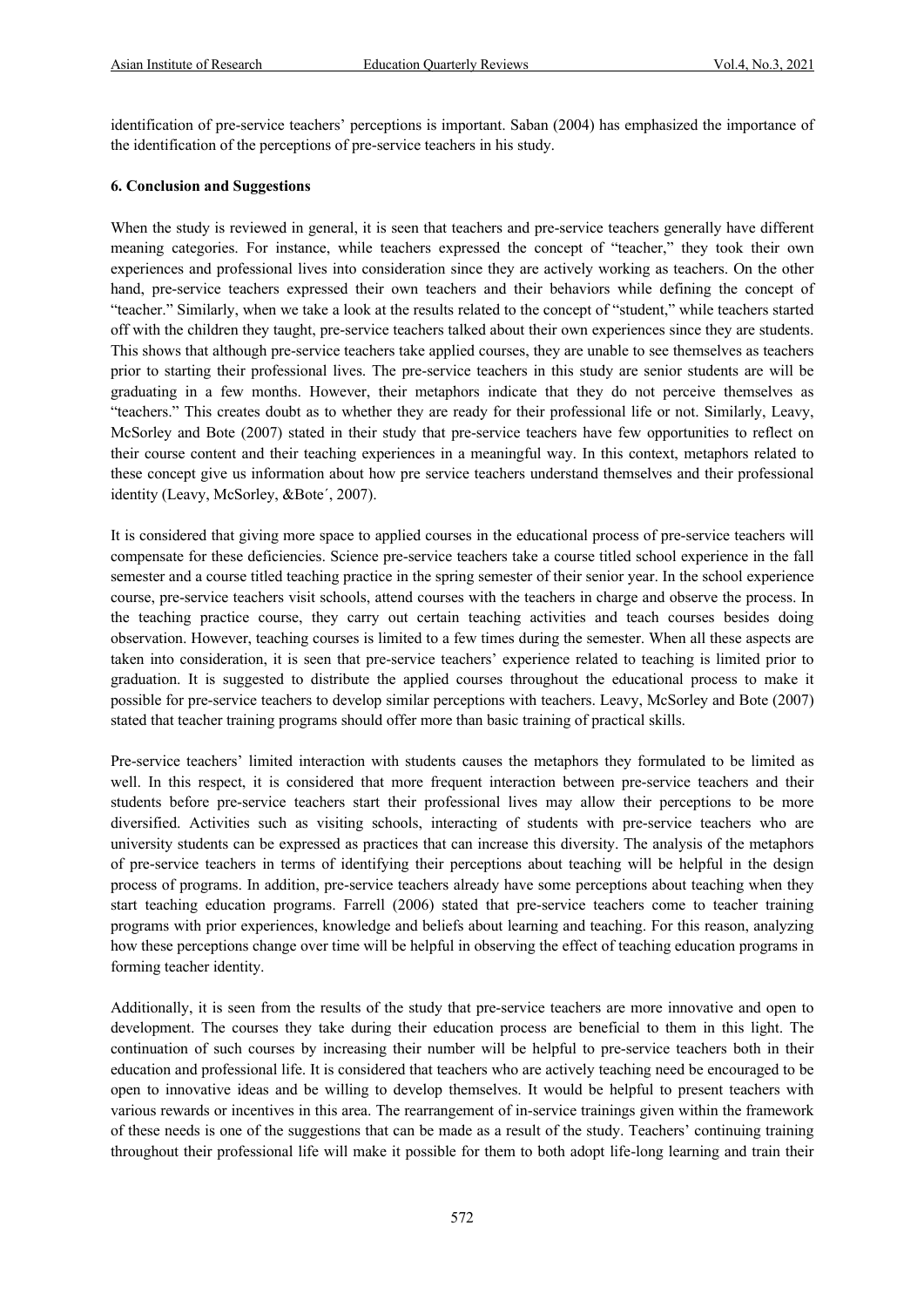identification of pre-service teachers' perceptions is important. Saban (2004) has emphasized the importance of the identification of the perceptions of pre-service teachers in his study.

## 6. Conclusion and Suggestions

When the study is reviewed in general, it is seen that teachers and pre-service teachers generally have different meaning categories. For instance, while teachers expressed the concept of "teacher," they took their own experiences and professional lives into consideration since they are actively working as teachers. On the other hand, pre-service teachers expressed their own teachers and their behaviors while defining the concept of "teacher." Similarly, when we take a look at the results related to the concept of "student," while teachers started off with the children they taught, pre-service teachers talked about their own experiences since they are students. This shows that although pre-service teachers take applied courses, they are unable to see themselves as teachers prior to starting their professional lives. The pre-service teachers in this study are senior students are will be graduating in a few months. However, their metaphors indicate that they do not perceive themselves as "teachers." This creates doubt as to whether they are ready for their professional life or not. Similarly, Leavy, McSorley and Bote (2007) stated in their study that pre-service teachers have few opportunities to reflect on their course content and their teaching experiences in a meaningful way. In this context, metaphors related to these concept give us information about how pre service teachers understand themselves and their professional identity (Leavy, McSorley, &Bote´, 2007).

It is considered that giving more space to applied courses in the educational process of pre-service teachers will compensate for these deficiencies. Science pre-service teachers take a course titled school experience in the fall semester and a course titled teaching practice in the spring semester of their senior year. In the school experience course, pre-service teachers visit schools, attend courses with the teachers in charge and observe the process. In the teaching practice course, they carry out certain teaching activities and teach courses besides doing observation. However, teaching courses is limited to a few times during the semester. When all these aspects are taken into consideration, it is seen that pre-service teachers' experience related to teaching is limited prior to graduation. It is suggested to distribute the applied courses throughout the educational process to make it possible for pre-service teachers to develop similar perceptions with teachers. Leavy, McSorley and Bote (2007) stated that teacher training programs should offer more than basic training of practical skills.

Pre-service teachers' limited interaction with students causes the metaphors they formulated to be limited as well. In this respect, it is considered that more frequent interaction between pre-service teachers and their students before pre-service teachers start their professional lives may allow their perceptions to be more diversified. Activities such as visiting schools, interacting of students with pre-service teachers who are university students can be expressed as practices that can increase this diversity. The analysis of the metaphors of pre-service teachers in terms of identifying their perceptions about teaching will be helpful in the design process of programs. In addition, pre-service teachers already have some perceptions about teaching when they start teaching education programs. Farrell (2006) stated that pre-service teachers come to teacher training programs with prior experiences, knowledge and beliefs about learning and teaching. For this reason, analyzing how these perceptions change over time will be helpful in observing the effect of teaching education programs in forming teacher identity.

Additionally, it is seen from the results of the study that pre-service teachers are more innovative and open to development. The courses they take during their education process are beneficial to them in this light. The continuation of such courses by increasing their number will be helpful to pre-service teachers both in their education and professional life. It is considered that teachers who are actively teaching need be encouraged to be open to innovative ideas and be willing to develop themselves. It would be helpful to present teachers with various rewards or incentives in this area. The rearrangement of in-service trainings given within the framework of these needs is one of the suggestions that can be made as a result of the study. Teachers' continuing training throughout their professional life will make it possible for them to both adopt life-long learning and train their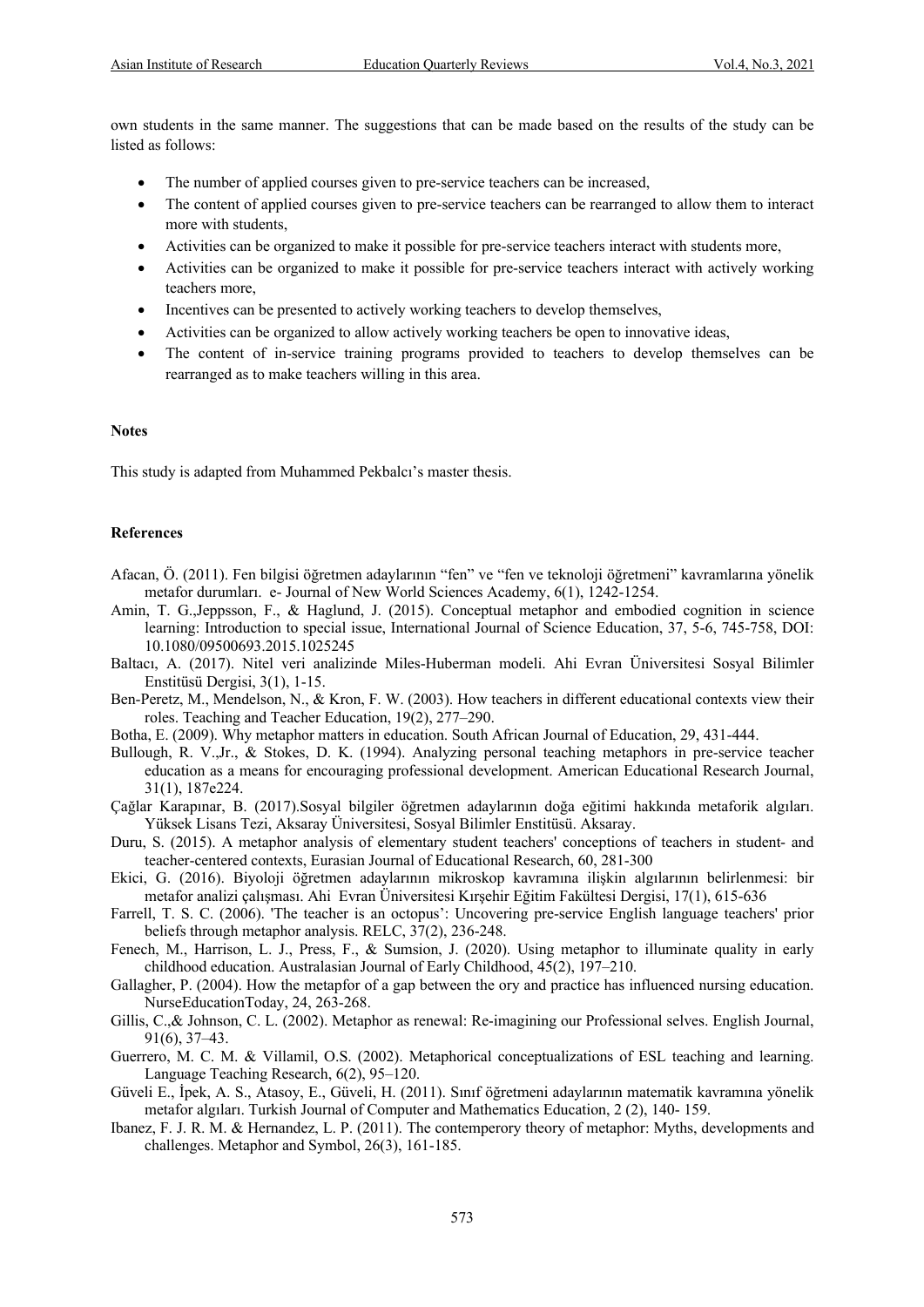own students in the same manner. The suggestions that can be made based on the results of the study can be listed as follows:

- The number of applied courses given to pre-service teachers can be increased,
- The content of applied courses given to pre-service teachers can be rearranged to allow them to interact more with students,
- Activities can be organized to make it possible for pre-service teachers interact with students more,
- Activities can be organized to make it possible for pre-service teachers interact with actively working teachers more,
- Incentives can be presented to actively working teachers to develop themselves,
- Activities can be organized to allow actively working teachers be open to innovative ideas,
- The content of in-service training programs provided to teachers to develop themselves can be rearranged as to make teachers willing in this area.

**Notes**

This study is adapted from Muhammed Pekbalcı's master thesis.

**References**

Afacan, Ö. (2011). Fen bilgisi öğretmen adaylarının "fen" ve "fen ve teknoloji öğretmeni" kavramlarına yönelik metafor durumları. e- Journal of New World Sciences Academy, 6(1), 1242-1254.

Amin, T. G.,Jeppsson, F., & Haglund, J. (2015). Conceptual metaphor and embodied cognition in science learning: Introduction to special issue, International Journal of Science Education, 37, 5-6, 745-758, DOI: 10.1080/09500693.2015.1025245

Baltacı, A. (2017). Nitel veri analizinde Miles-Huberman modeli. Ahi Evran Üniversitesi Sosyal Bilimler Enstitüsü Dergisi, 3(1), 1-15.

Ben-Peretz, M., Mendelson, N., & Kron, F. W. (2003). How teachers in different educational contexts view their roles. Teaching and Teacher Education, 19(2), 277–290.

Botha, E. (2009). Why metaphor matters in education. South African Journal of Education, 29, 431-444.

Bullough, R. V.,Jr., & Stokes, D. K. (1994). Analyzing personal teaching metaphors in pre-service teacher education as a means for encouraging professional development. American Educational Research Journal, 31(1), 187e224.

Çağlar Karapınar, B. (2017).Sosyal bilgiler öğretmen adaylarının doğa eğitimi hakkında metaforik algıları. Yüksek Lisans Tezi, Aksaray Üniversitesi, Sosyal Bilimler Enstitüsü. Aksaray.

Duru, S. (2015). A metaphor analysis of elementary student teachers' conceptions of teachers in student- and teacher-centered contexts, Eurasian Journal of Educational Research, 60, 281-300

Ekici, G. (2016). Biyoloji öğretmen adaylarının mikroskop kavramına ilişkin algılarının belirlenmesi: bir metafor analizi çalışması. Ahi Evran Üniversitesi Kırşehir Eğitim Fakültesi Dergisi, 17(1), 615-636

Farrell, T. S. C. (2006). 'The teacher is an octopus': Uncovering pre-service English language teachers' prior beliefs through metaphor analysis. RELC, 37(2), 236-248.

Fenech, M., Harrison, L. J., Press, F., & Sumsion, J. (2020). Using metaphor to illuminate quality in early childhood education. Australasian Journal of Early Childhood, 45(2), 197–210.

Gallagher, P. (2004). How the metapfor of a gap between the ory and practice has influenced nursing education. NurseEducationToday, 24, 263-268.

Gillis, C.,& Johnson, C. L. (2002). Metaphor as renewal: Re-imagining our Professional selves. English Journal, 91(6), 37–43.

Guerrero, M. C. M. & Villamil, O.S. (2002). Metaphorical conceptualizations of ESL teaching and learning. Language Teaching Research, 6(2), 95–120.

Güveli E., İpek, A. S., Atasoy, E., Güveli, H. (2011). Sınıf öğretmeni adaylarının matematik kavramına yönelik metafor algıları. Turkish Journal of Computer and Mathematics Education, 2 (2), 140- 159.

Ibanez, F. J. R. M. & Hernandez, L. P. (2011). The contemperory theory of metaphor: Myths, developments and challenges. Metaphor and Symbol, 26(3), 161-185.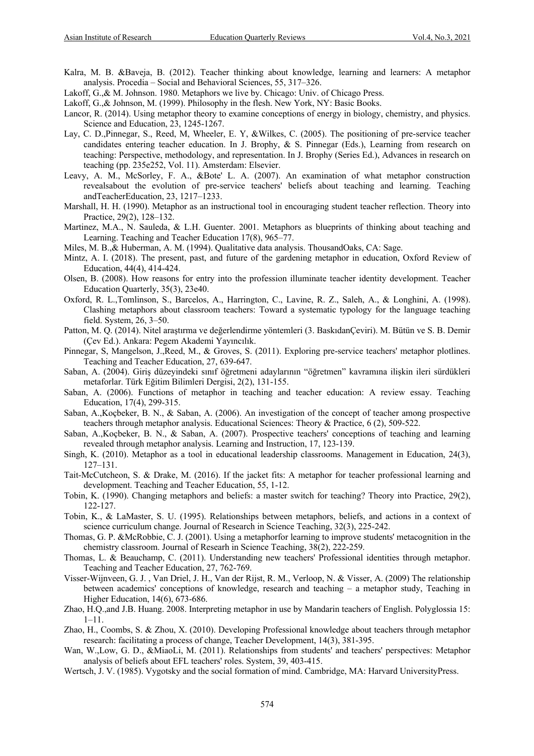Kalra, M. B. &Baveja, B. (2012). Teacher thinking about knowledge, learning and learners: A metaphor analysis. Procedia – Social and Behavioral Sciences, 55, 317–326.

Lakoff, G.,& M. Johnson. 1980. Metaphors we live by. Chicago: Univ. of Chicago Press.

Lakoff, G.,& Johnson, M. (1999). Philosophy in the flesh. New York, NY: Basic Books.

Lancor, R. (2014). Using metaphor theory to examine conceptions of energy in biology, chemistry, and physics. Science and Education, 23, 1245-1267.

Lay, C. D.,Pinnegar, S., Reed, M, Wheeler, E. Y, &Wilkes, C. (2005). The positioning of pre-service teacher candidates entering teacher education. In J. Brophy, & S. Pinnegar (Eds.), Learning from research on teaching: Perspective, methodology, and representation. In J. Brophy (Series Ed.), Advances in research on teaching (pp. 235e252, Vol. 11). Amsterdam: Elsevier.

Leavy, A. M., McSorley, F. A., &Bote' L. A. (2007). An examination of what metaphor construction revealsabout the evolution of pre-service teachers' beliefs about teaching and learning. Teaching andTeacherEducation, 23, 1217–1233.

Marshall, H. H. (1990). Metaphor as an instructional tool in encouraging student teacher reflection. Theory into Practice, 29(2), 128–132.

Martinez, M.A., N. Sauleda, & L.H. Guenter. 2001. Metaphors as blueprints of thinking about teaching and Learning. Teaching and Teacher Education 17(8), 965–77.

Miles, M. B.,& Huberman, A. M. (1994). Qualitative data analysis. ThousandOaks, CA: Sage.

Mintz, A. I. (2018). The present, past, and future of the gardening metaphor in education, Oxford Review of Education, 44(4), 414-424.

Olsen, B. (2008). How reasons for entry into the profession illuminate teacher identity development. Teacher Education Quarterly, 35(3), 23e40.

Oxford, R. L.,Tomlinson, S., Barcelos, A., Harrington, C., Lavine, R. Z., Saleh, A., & Longhini, A. (1998). Clashing metaphors about classroom teachers: Toward a systematic typology for the language teaching field. System, 26, 3–50.

Patton, M. Q. (2014). Nitel araştırma ve değerlendirme yöntemleri (3. BaskıdanÇeviri). M. Bütün ve S. B. Demir (Çev Ed.). Ankara: Pegem Akademi Yayıncılık.

Pinnegar, S, Mangelson, J.,Reed, M., & Groves, S. (2011). Exploring pre-service teachers' metaphor plotlines. Teaching and Teacher Education, 27, 639-647.

Saban, A. (2004). Giriş düzeyindeki sınıf öğretmeni adaylarının "öğretmen" kavramına ilişkin ileri sürdükleri metaforlar. Türk Eğitim Bilimleri Dergisi, 2(2), 131-155.

Saban, A. (2006). Functions of metaphor in teaching and teacher education: A review essay. Teaching Education, 17(4), 299-315.

Saban, A.,Koçbeker, B. N., & Saban, A. (2006). An investigation of the concept of teacher among prospective teachers through metaphor analysis. Educational Sciences: Theory & Practice, 6 (2), 509-522.

Saban, A.,Koçbeker, B. N., & Saban, A. (2007). Prospective teachers' conceptions of teaching and learning revealed through metaphor analysis. Learning and Instruction, 17, 123-139.

Singh, K. (2010). Metaphor as a tool in educational leadership classrooms. Management in Education, 24(3), 127–131.

Tait-McCutcheon, S. & Drake, M. (2016). If the jacket fits: A metaphor for teacher professional learning and development. Teaching and Teacher Education, 55, 1-12.

Tobin, K. (1990). Changing metaphors and beliefs: a master switch for teaching? Theory into Practice, 29(2), 122-127.

Tobin, K., & LaMaster, S. U. (1995). Relationships between metaphors, beliefs, and actions in a context of science curriculum change. Journal of Research in Science Teaching, 32(3), 225-242.

Thomas, G. P. &McRobbie, C. J. (2001). Using a metaphorfor learning to improve students' metacognition in the chemistry classroom. Journal of Researh in Science Teaching, 38(2), 222-259.

Thomas, L. & Beauchamp, C. (2011). Understanding new teachers' Professional identities through metaphor. Teaching and Teacher Education, 27, 762-769.

Visser-Wijnveen, G. J. , Van Driel, J. H., Van der Rijst, R. M., Verloop, N. & Visser, A. (2009) The relationship between academics' conceptions of knowledge, research and teaching – a metaphor study, Teaching in Higher Education, 14(6), 673-686.

Zhao, H.Q.,and J.B. Huang. 2008. Interpreting metaphor in use by Mandarin teachers of English. Polyglossia 15: 1–11.

Zhao, H., Coombs, S. & Zhou, X. (2010). Developing Professional knowledge about teachers through metaphor research: facilitating a process of change, Teacher Development, 14(3), 381-395.

Wan, W.,Low, G. D., &MiaoLi, M. (2011). Relationships from students' and teachers' perspectives: Metaphor analysis of beliefs about EFL teachers' roles. System, 39, 403-415.

Wertsch, J. V. (1985). Vygotsky and the social formation of mind. Cambridge, MA: Harvard UniversityPress.